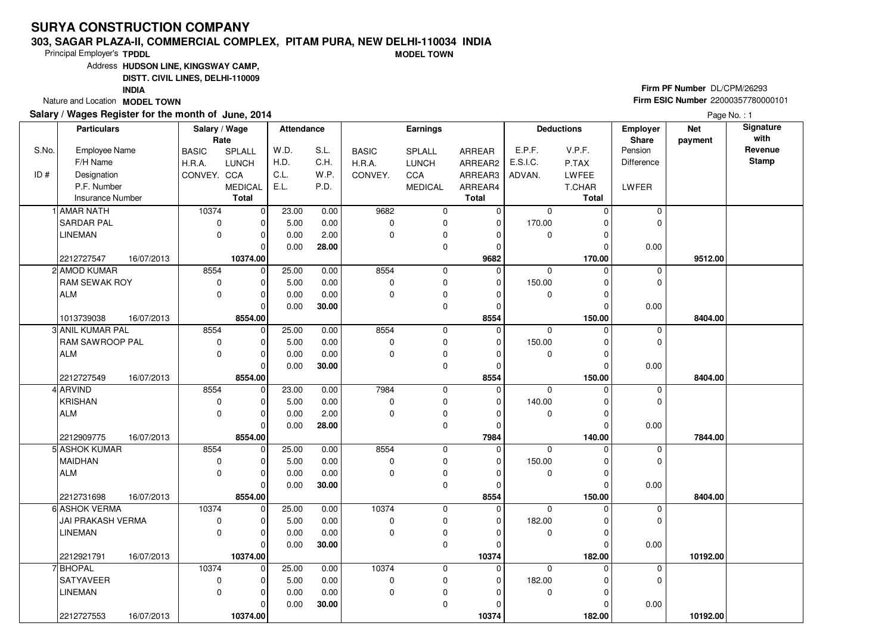# SURYA CONSTRUCTION COMPANY

**303, SAGAR PLAZA-II, COMMERCIAL COMPLEX, PITAM PURA, NEW DELHI-110034 INDIA**

**MODEL TOWN**

Principal Employer's **TPDDL**

Address **HUDSON LINE, KINGSWAY CAMP, DISTT. CIVIL LINES, DELHI-110009 INDIA**

Nature and Location **MODEL TOWN**

**Firm PF Number** DL/CPM/26293

**Firm ESIC Number** 22000357780000101

**Salary / Wages Register for the month of June, 2014**

Page No. : 1

| S.No. / ID # | Particulars: Employee Name / F/H Name / Designation / P.F. Number / Insurance Number | | Salary / Wage Rate: BASIC / H.R.A. / CONVEY. | SPLALL / LUNCH / CCA / MEDICAL / Total | Attendance: W.D. / H.D. / C.L. / E.L. | S.L. / C.H. / W.P. / P.D. | Earnings: BASIC / H.R.A. / CONVEY. | SPLALL / LUNCH / CCA / MEDICAL | ARREAR / ARREAR2 / ARREAR3 / ARREAR4 / Total | Deductions: E.P.F. / E.S.I.C. / ADVAN. | V.P.F. / P.TAX / LWFEE / T.CHAR / Total | Employer Share: Pension / Difference / LWFER | Net payment | Signature with Revenue Stamp |
|---|---|---|---|---|---|---|---|---|---|---|---|---|---|---|
| 1 | AMAR NATH | | 10374 | 0 | 23.00 | 0.00 | 9682 | 0 | 0 | 0 | 0 | 0 | | |
| | SARDAR PAL | | 0 | 0 | 5.00 | 0.00 | 0 | 0 | 0 | 170.00 | 0 | 0 | | |
| | LINEMAN | | 0 | 0 | 0.00 | 2.00 | 0 | 0 | 0 | 0 | 0 | | | |
| | | | | 0 | 0.00 | **28.00** | | 0 | 0 | | 0 | 0.00 | | |
| | 2212727547 | 16/07/2013 | | **10374.00** | | | | | **9682** | | **170.00** | | **9512.00** | |
| 2 | AMOD KUMAR | | 8554 | 0 | 25.00 | 0.00 | 8554 | 0 | 0 | 0 | 0 | 0 | | |
| | RAM SEWAK ROY | | 0 | 0 | 5.00 | 0.00 | 0 | 0 | 0 | 150.00 | 0 | 0 | | |
| | ALM | | 0 | 0 | 0.00 | 0.00 | 0 | 0 | 0 | 0 | 0 | | | |
| | | | | 0 | 0.00 | **30.00** | | 0 | 0 | | 0 | 0.00 | | |
| | 1013739038 | 16/07/2013 | | **8554.00** | | | | | **8554** | | **150.00** | | **8404.00** | |
| 3 | ANIL KUMAR PAL | | 8554 | 0 | 25.00 | 0.00 | 8554 | 0 | 0 | 0 | 0 | 0 | | |
| | RAM SAWROOP PAL | | 0 | 0 | 5.00 | 0.00 | 0 | 0 | 0 | 150.00 | 0 | 0 | | |
| | ALM | | 0 | 0 | 0.00 | 0.00 | 0 | 0 | 0 | 0 | 0 | | | |
| | | | | 0 | 0.00 | **30.00** | | 0 | 0 | | 0 | 0.00 | | |
| | 2212727549 | 16/07/2013 | | **8554.00** | | | | | **8554** | | **150.00** | | **8404.00** | |
| 4 | ARVIND | | 8554 | 0 | 23.00 | 0.00 | 7984 | 0 | 0 | 0 | 0 | 0 | | |
| | KRISHAN | | 0 | 0 | 5.00 | 0.00 | 0 | 0 | 0 | 140.00 | 0 | 0 | | |
| | ALM | | 0 | 0 | 0.00 | 2.00 | 0 | 0 | 0 | 0 | 0 | | | |
| | | | | 0 | 0.00 | **28.00** | | 0 | 0 | | 0 | 0.00 | | |
| | 2212909775 | 16/07/2013 | | **8554.00** | | | | | **7984** | | **140.00** | | **7844.00** | |
| 5 | ASHOK KUMAR | | 8554 | 0 | 25.00 | 0.00 | 8554 | 0 | 0 | 0 | 0 | 0 | | |
| | MAIDHAN | | 0 | 0 | 5.00 | 0.00 | 0 | 0 | 0 | 150.00 | 0 | 0 | | |
| | ALM | | 0 | 0 | 0.00 | 0.00 | 0 | 0 | 0 | 0 | 0 | | | |
| | | | | 0 | 0.00 | **30.00** | | 0 | 0 | | 0 | 0.00 | | |
| | 2212731698 | 16/07/2013 | | **8554.00** | | | | | **8554** | | **150.00** | | **8404.00** | |
| 6 | ASHOK VERMA | | 10374 | 0 | 25.00 | 0.00 | 10374 | 0 | 0 | 0 | 0 | 0 | | |
| | JAI PRAKASH VERMA | | 0 | 0 | 5.00 | 0.00 | 0 | 0 | 0 | 182.00 | 0 | 0 | | |
| | LINEMAN | | 0 | 0 | 0.00 | 0.00 | 0 | 0 | 0 | 0 | 0 | | | |
| | | | | 0 | 0.00 | **30.00** | | 0 | 0 | | 0 | 0.00 | | |
| | 2212921791 | 16/07/2013 | | **10374.00** | | | | | **10374** | | **182.00** | | **10192.00** | |
| 7 | BHOPAL | | 10374 | 0 | 25.00 | 0.00 | 10374 | 0 | 0 | 0 | 0 | 0 | | |
| | SATYAVEER | | 0 | 0 | 5.00 | 0.00 | 0 | 0 | 0 | 182.00 | 0 | 0 | | |
| | LINEMAN | | 0 | 0 | 0.00 | 0.00 | 0 | 0 | 0 | 0 | 0 | | | |
| | | | | 0 | 0.00 | **30.00** | | 0 | 0 | | 0 | 0.00 | | |
| | 2212727553 | 16/07/2013 | | **10374.00** | | | | | **10374** | | **182.00** | | **10192.00** | |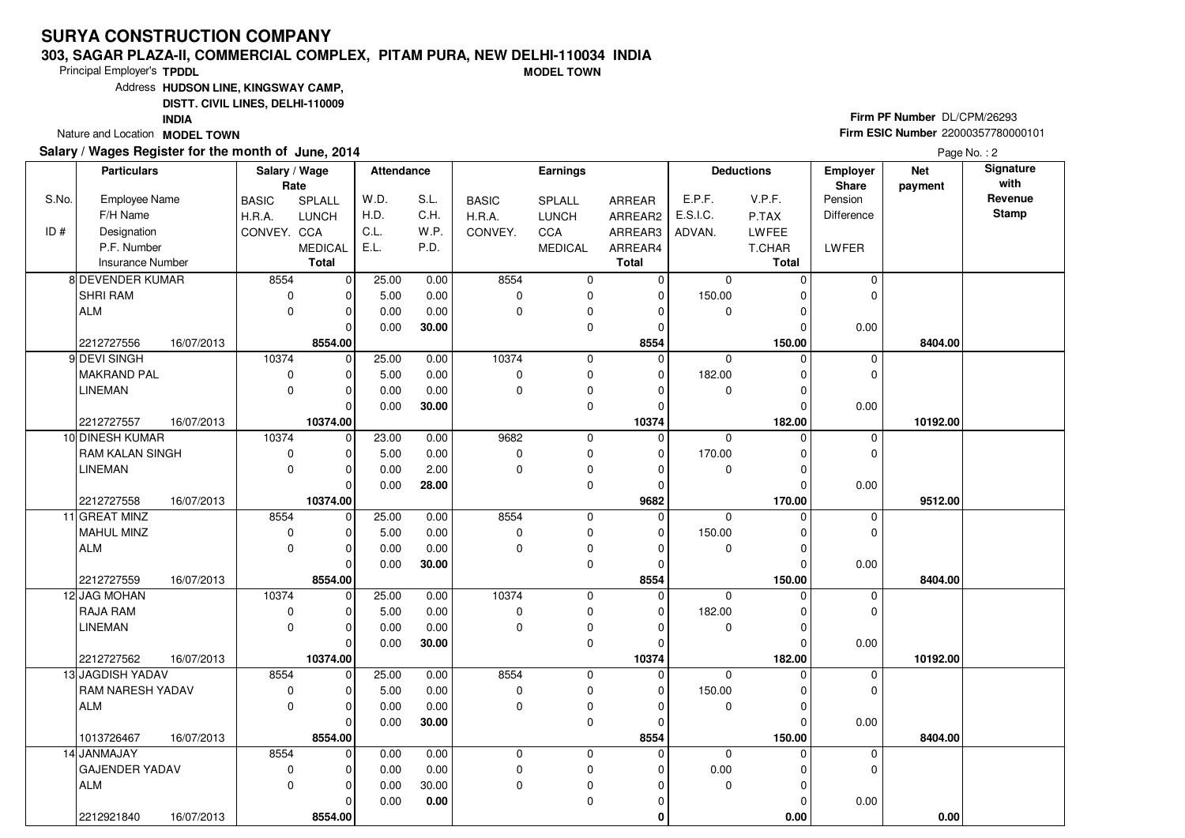# SURYA CONSTRUCTION COMPANY

**303, SAGAR PLAZA-II, COMMERCIAL COMPLEX, PITAM PURA, NEW DELHI-110034 INDIA**

**MODEL TOWN**

Principal Employer's **TPDDL**

Address **HUDSON LINE, KINGSWAY CAMP, DISTT. CIVIL LINES, DELHI-110009 INDIA**

Nature and Location **MODEL TOWN**

**Firm PF Number** DL/CPM/26293

**Firm ESIC Number** 22000357780000101

**Salary / Wages Register for the month of June, 2014**

| S.No. / ID # | Particulars: Employee Name / F/H Name / Designation / P.F. Number / Insurance Number | Salary / Wage Rate: BASIC / H.R.A. / CONVEY. | Salary / Wage Rate: SPLALL / LUNCH / CCA / MEDICAL / Total | Attendance: W.D. / H.D. / C.L. / E.L. | Attendance: S.L. / C.H. / W.P. / P.D. | Earnings: BASIC / H.R.A. / CONVEY. | Earnings: SPLALL / LUNCH / CCA / MEDICAL | Earnings: ARREAR / ARREAR2 / ARREAR3 / ARREAR4 / Total | Deductions: E.P.F. / E.S.I.C. / ADVAN. | Deductions: V.P.F. / P.TAX / LWFEE / T.CHAR / Total | Employer Share: Pension / Difference / LWFER | Net payment | Signature with Revenue Stamp |
|---|---|---|---|---|---|---|---|---|---|---|---|---|---|
| 8 | DEVENDER KUMAR | 8554 | 0 | 25.00 | 0.00 | 8554 | 0 | 0 | 0 | 0 | 0 | | |
| | SHRI RAM | 0 | 0 | 5.00 | 0.00 | 0 | 0 | 0 | 150.00 | 0 | 0 | | |
| | ALM | 0 | 0 | 0.00 | 0.00 | 0 | 0 | 0 | 0 | 0 | | | |
| | | | 0 | 0.00 | **30.00** | | 0 | 0 | | 0 | 0.00 | | |
| | 2212727556 16/07/2013 | | **8554.00** | | | | | **8554** | | **150.00** | | **8404.00** | |
| 9 | DEVI SINGH | 10374 | 0 | 25.00 | 0.00 | 10374 | 0 | 0 | 0 | 0 | 0 | | |
| | MAKRAND PAL | 0 | 0 | 5.00 | 0.00 | 0 | 0 | 0 | 182.00 | 0 | 0 | | |
| | LINEMAN | 0 | 0 | 0.00 | 0.00 | 0 | 0 | 0 | 0 | 0 | | | |
| | | | 0 | 0.00 | **30.00** | | 0 | 0 | | 0 | 0.00 | | |
| | 2212727557 16/07/2013 | | **10374.00** | | | | | **10374** | | **182.00** | | **10192.00** | |
| 10 | DINESH KUMAR | 10374 | 0 | 23.00 | 0.00 | 9682 | 0 | 0 | 0 | 0 | 0 | | |
| | RAM KALAN SINGH | 0 | 0 | 5.00 | 0.00 | 0 | 0 | 0 | 170.00 | 0 | 0 | | |
| | LINEMAN | 0 | 0 | 0.00 | 2.00 | 0 | 0 | 0 | 0 | 0 | | | |
| | | | 0 | 0.00 | **28.00** | | 0 | 0 | | 0 | 0.00 | | |
| | 2212727558 16/07/2013 | | **10374.00** | | | | | **9682** | | **170.00** | | **9512.00** | |
| 11 | GREAT MINZ | 8554 | 0 | 25.00 | 0.00 | 8554 | 0 | 0 | 0 | 0 | 0 | | |
| | MAHUL MINZ | 0 | 0 | 5.00 | 0.00 | 0 | 0 | 0 | 150.00 | 0 | 0 | | |
| | ALM | 0 | 0 | 0.00 | 0.00 | 0 | 0 | 0 | 0 | 0 | | | |
| | | | 0 | 0.00 | **30.00** | | 0 | 0 | | 0 | 0.00 | | |
| | 2212727559 16/07/2013 | | **8554.00** | | | | | **8554** | | **150.00** | | **8404.00** | |
| 12 | JAG MOHAN | 10374 | 0 | 25.00 | 0.00 | 10374 | 0 | 0 | 0 | 0 | 0 | | |
| | RAJA RAM | 0 | 0 | 5.00 | 0.00 | 0 | 0 | 0 | 182.00 | 0 | 0 | | |
| | LINEMAN | 0 | 0 | 0.00 | 0.00 | 0 | 0 | 0 | 0 | 0 | | | |
| | | | 0 | 0.00 | **30.00** | | 0 | 0 | | 0 | 0.00 | | |
| | 2212727562 16/07/2013 | | **10374.00** | | | | | **10374** | | **182.00** | | **10192.00** | |
| 13 | JAGDISH YADAV | 8554 | 0 | 25.00 | 0.00 | 8554 | 0 | 0 | 0 | 0 | 0 | | |
| | RAM NARESH YADAV | 0 | 0 | 5.00 | 0.00 | 0 | 0 | 0 | 150.00 | 0 | 0 | | |
| | ALM | 0 | 0 | 0.00 | 0.00 | 0 | 0 | 0 | 0 | 0 | | | |
| | | | 0 | 0.00 | **30.00** | | 0 | 0 | | 0 | 0.00 | | |
| | 1013726467 16/07/2013 | | **8554.00** | | | | | **8554** | | **150.00** | | **8404.00** | |
| 14 | JANMAJAY | 8554 | 0 | 0.00 | 0.00 | 0 | 0 | 0 | 0 | 0 | 0 | | |
| | GAJENDER YADAV | 0 | 0 | 0.00 | 0.00 | 0 | 0 | 0 | 0.00 | 0 | 0 | | |
| | ALM | 0 | 0 | 0.00 | 30.00 | 0 | 0 | 0 | 0 | 0 | | | |
| | | | 0 | 0.00 | **0.00** | | 0 | 0 | | 0 | 0.00 | | |
| | 2212921840 16/07/2013 | | **8554.00** | | | | | **0** | | **0.00** | | **0.00** | |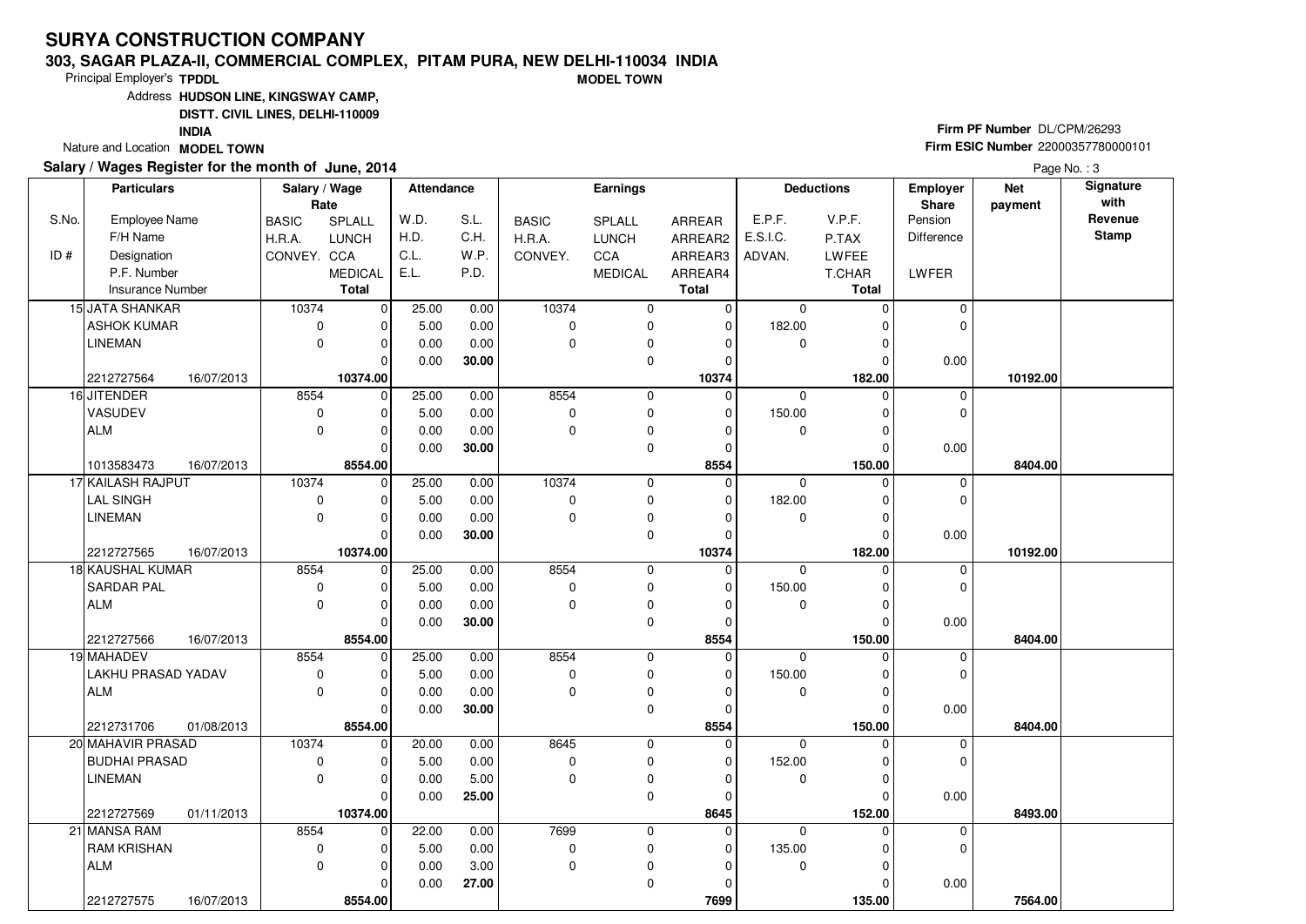# SURYA CONSTRUCTION COMPANY

**303, SAGAR PLAZA-II, COMMERCIAL COMPLEX, PITAM PURA, NEW DELHI-110034 INDIA**

**MODEL TOWN**

Principal Employer's **TPDDL**

Address **HUDSON LINE, KINGSWAY CAMP, DISTT. CIVIL LINES, DELHI-110009 INDIA**

Nature and Location **MODEL TOWN**

**Firm PF Number** DL/CPM/26293

**Firm ESIC Number** 22000357780000101

**Salary / Wages Register for the month of June, 2014**

| S.No. / ID # | Employee Name / F/H Name / Designation / P.F. Number / Insurance Number | | Salary / Wage Rate: BASIC / H.R.A. / CONVEY. | SPLALL / LUNCH / CCA / MEDICAL / Total | Attendance: W.D. / H.D. / C.L. / E.L. | S.L. / C.H. / W.P. / P.D. | Earnings: BASIC / H.R.A. / CONVEY. | SPLALL / LUNCH / CCA / MEDICAL | ARREAR / ARREAR2 / ARREAR3 / ARREAR4 / Total | Deductions: E.P.F. / E.S.I.C. / ADVAN. | V.P.F. / P.TAX / LWFEE / T.CHAR / Total | Employer Share: Pension / Difference / LWFER | Net payment | Signature with Revenue Stamp |
|---|---|---|---|---|---|---|---|---|---|---|---|---|---|---|
| 15 | JATA SHANKAR | | 10374 | 0 | 25.00 | 0.00 | 10374 | 0 | 0 | 0 | 0 | 0 | | |
| | ASHOK KUMAR | | 0 | 0 | 5.00 | 0.00 | 0 | 0 | 0 | 182.00 | 0 | 0 | | |
| | LINEMAN | | 0 | 0 | 0.00 | 0.00 | 0 | 0 | 0 | 0 | 0 | | | |
| | | | | 0 | 0.00 | **30.00** | | 0 | 0 | | 0 | 0.00 | | |
| | 2212727564 | 16/07/2013 | | **10374.00** | | | | | **10374** | | **182.00** | | **10192.00** | |
| 16 | JITENDER | | 8554 | 0 | 25.00 | 0.00 | 8554 | 0 | 0 | 0 | 0 | 0 | | |
| | VASUDEV | | 0 | 0 | 5.00 | 0.00 | 0 | 0 | 0 | 150.00 | 0 | 0 | | |
| | ALM | | 0 | 0 | 0.00 | 0.00 | 0 | 0 | 0 | 0 | 0 | | | |
| | | | | 0 | 0.00 | **30.00** | | 0 | 0 | | 0 | 0.00 | | |
| | 1013583473 | 16/07/2013 | | **8554.00** | | | | | **8554** | | **150.00** | | **8404.00** | |
| 17 | KAILASH RAJPUT | | 10374 | 0 | 25.00 | 0.00 | 10374 | 0 | 0 | 0 | 0 | 0 | | |
| | LAL SINGH | | 0 | 0 | 5.00 | 0.00 | 0 | 0 | 0 | 182.00 | 0 | 0 | | |
| | LINEMAN | | 0 | 0 | 0.00 | 0.00 | 0 | 0 | 0 | 0 | 0 | | | |
| | | | | 0 | 0.00 | **30.00** | | 0 | 0 | | 0 | 0.00 | | |
| | 2212727565 | 16/07/2013 | | **10374.00** | | | | | **10374** | | **182.00** | | **10192.00** | |
| 18 | KAUSHAL KUMAR | | 8554 | 0 | 25.00 | 0.00 | 8554 | 0 | 0 | 0 | 0 | 0 | | |
| | SARDAR PAL | | 0 | 0 | 5.00 | 0.00 | 0 | 0 | 0 | 150.00 | 0 | 0 | | |
| | ALM | | 0 | 0 | 0.00 | 0.00 | 0 | 0 | 0 | 0 | 0 | | | |
| | | | | 0 | 0.00 | **30.00** | | 0 | 0 | | 0 | 0.00 | | |
| | 2212727566 | 16/07/2013 | | **8554.00** | | | | | **8554** | | **150.00** | | **8404.00** | |
| 19 | MAHADEV | | 8554 | 0 | 25.00 | 0.00 | 8554 | 0 | 0 | 0 | 0 | 0 | | |
| | LAKHU PRASAD YADAV | | 0 | 0 | 5.00 | 0.00 | 0 | 0 | 0 | 150.00 | 0 | 0 | | |
| | ALM | | 0 | 0 | 0.00 | 0.00 | 0 | 0 | 0 | 0 | 0 | | | |
| | | | | 0 | 0.00 | **30.00** | | 0 | 0 | | 0 | 0.00 | | |
| | 2212731706 | 01/08/2013 | | **8554.00** | | | | | **8554** | | **150.00** | | **8404.00** | |
| 20 | MAHAVIR PRASAD | | 10374 | 0 | 20.00 | 0.00 | 8645 | 0 | 0 | 0 | 0 | 0 | | |
| | BUDHAI PRASAD | | 0 | 0 | 5.00 | 0.00 | 0 | 0 | 0 | 152.00 | 0 | 0 | | |
| | LINEMAN | | 0 | 0 | 0.00 | 5.00 | 0 | 0 | 0 | 0 | 0 | | | |
| | | | | 0 | 0.00 | **25.00** | | 0 | 0 | | 0 | 0.00 | | |
| | 2212727569 | 01/11/2013 | | **10374.00** | | | | | **8645** | | **152.00** | | **8493.00** | |
| 21 | MANSA RAM | | 8554 | 0 | 22.00 | 0.00 | 7699 | 0 | 0 | 0 | 0 | 0 | | |
| | RAM KRISHAN | | 0 | 0 | 5.00 | 0.00 | 0 | 0 | 0 | 135.00 | 0 | 0 | | |
| | ALM | | 0 | 0 | 0.00 | 3.00 | 0 | 0 | 0 | 0 | 0 | | | |
| | | | | 0 | 0.00 | **27.00** | | 0 | 0 | | 0 | 0.00 | | |
| | 2212727575 | 16/07/2013 | | **8554.00** | | | | | **7699** | | **135.00** | | **7564.00** | |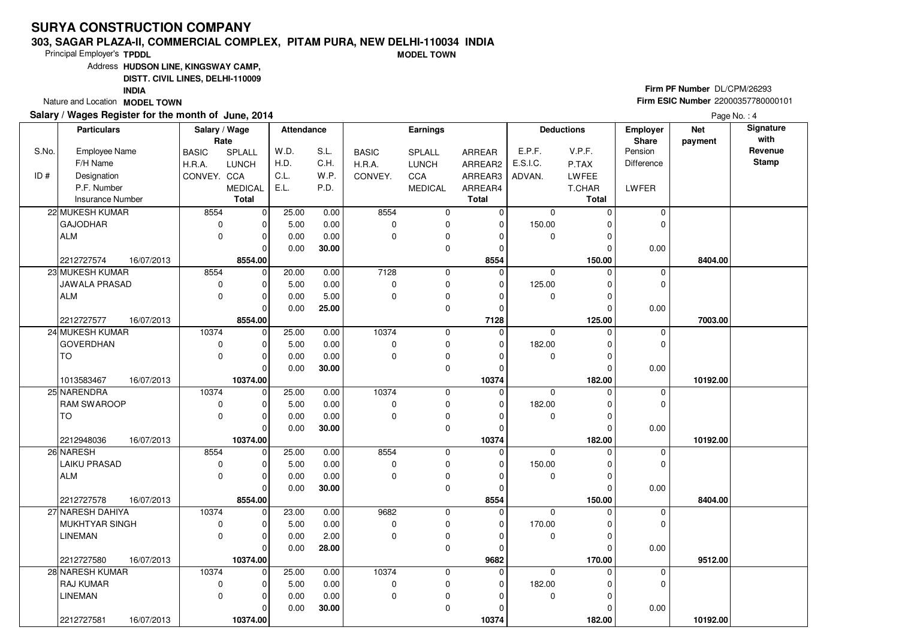# SURYA CONSTRUCTION COMPANY

**303, SAGAR PLAZA-II, COMMERCIAL COMPLEX, PITAM PURA, NEW DELHI-110034 INDIA**

Principal Employer's **TPDDL** **MODEL TOWN**

Address **HUDSON LINE, KINGSWAY CAMP, DISTT. CIVIL LINES, DELHI-110009 INDIA**

Nature and Location **MODEL TOWN**

**Firm PF Number** DL/CPM/26293

**Firm ESIC Number** 22000357780000101

**Salary / Wages Register for the month of June, 2014**

| S.No. / ID # | Employee Name / F/H Name / Designation / P.F. Number / Insurance Number | BASIC / H.R.A. / CONVEY. | SPLALL / LUNCH / CCA / MEDICAL / Total | W.D. / H.D. / C.L. / E.L. | S.L. / C.H. / W.P. / P.D. | BASIC / H.R.A. / CONVEY. | SPLALL / LUNCH / CCA / MEDICAL | ARREAR / ARREAR2 / ARREAR3 / ARREAR4 / Total | E.P.F. / E.S.I.C. / ADVAN. | V.P.F. / P.TAX / LWFEE / T.CHAR / Total | Employer Share Pension / Difference / LWFER | Net payment | Signature with Revenue Stamp |
|---|---|---|---|---|---|---|---|---|---|---|---|---|---|
| 22 | MUKESH KUMAR | 8554 | 0 | 25.00 | 0.00 | 8554 | 0 | 0 | 0 | 0 | 0 | | |
| | GAJODHAR | 0 | 0 | 5.00 | 0.00 | 0 | 0 | 0 | 150.00 | 0 | 0 | | |
| | ALM | 0 | 0 | 0.00 | 0.00 | 0 | 0 | 0 | 0 | 0 | | | |
| | | | 0 | 0.00 | 30.00 | | 0 | 0 | | 0 | 0.00 | | |
| | 2212727574 16/07/2013 | | 8554.00 | | | | | 8554 | | 150.00 | | 8404.00 | |
| 23 | MUKESH KUMAR | 8554 | 0 | 20.00 | 0.00 | 7128 | 0 | 0 | 0 | 0 | 0 | | |
| | JAWALA PRASAD | 0 | 0 | 5.00 | 0.00 | 0 | 0 | 0 | 125.00 | 0 | 0 | | |
| | ALM | 0 | 0 | 0.00 | 5.00 | 0 | 0 | 0 | 0 | 0 | | | |
| | | | 0 | 0.00 | 25.00 | | 0 | 0 | | 0 | 0.00 | | |
| | 2212727577 16/07/2013 | | 8554.00 | | | | | 7128 | | 125.00 | | 7003.00 | |
| 24 | MUKESH KUMAR | 10374 | 0 | 25.00 | 0.00 | 10374 | 0 | 0 | 0 | 0 | 0 | | |
| | GOVERDHAN | 0 | 0 | 5.00 | 0.00 | 0 | 0 | 0 | 182.00 | 0 | 0 | | |
| | TO | 0 | 0 | 0.00 | 0.00 | 0 | 0 | 0 | 0 | 0 | | | |
| | | | 0 | 0.00 | 30.00 | | 0 | 0 | | 0 | 0.00 | | |
| | 1013583467 16/07/2013 | | 10374.00 | | | | | 10374 | | 182.00 | | 10192.00 | |
| 25 | NARENDRA | 10374 | 0 | 25.00 | 0.00 | 10374 | 0 | 0 | 0 | 0 | 0 | | |
| | RAM SWAROOP | 0 | 0 | 5.00 | 0.00 | 0 | 0 | 0 | 182.00 | 0 | 0 | | |
| | TO | 0 | 0 | 0.00 | 0.00 | 0 | 0 | 0 | 0 | 0 | | | |
| | | | 0 | 0.00 | 30.00 | | 0 | 0 | | 0 | 0.00 | | |
| | 2212948036 16/07/2013 | | 10374.00 | | | | | 10374 | | 182.00 | | 10192.00 | |
| 26 | NARESH | 8554 | 0 | 25.00 | 0.00 | 8554 | 0 | 0 | 0 | 0 | 0 | | |
| | LAIKU PRASAD | 0 | 0 | 5.00 | 0.00 | 0 | 0 | 0 | 150.00 | 0 | 0 | | |
| | ALM | 0 | 0 | 0.00 | 0.00 | 0 | 0 | 0 | 0 | 0 | | | |
| | | | 0 | 0.00 | 30.00 | | 0 | 0 | | 0 | 0.00 | | |
| | 2212727578 16/07/2013 | | 8554.00 | | | | | 8554 | | 150.00 | | 8404.00 | |
| 27 | NARESH DAHIYA | 10374 | 0 | 23.00 | 0.00 | 9682 | 0 | 0 | 0 | 0 | 0 | | |
| | MUKHTYAR SINGH | 0 | 0 | 5.00 | 0.00 | 0 | 0 | 0 | 170.00 | 0 | 0 | | |
| | LINEMAN | 0 | 0 | 0.00 | 2.00 | 0 | 0 | 0 | 0 | 0 | | | |
| | | | 0 | 0.00 | 28.00 | | 0 | 0 | | 0 | 0.00 | | |
| | 2212727580 16/07/2013 | | 10374.00 | | | | | 9682 | | 170.00 | | 9512.00 | |
| 28 | NARESH KUMAR | 10374 | 0 | 25.00 | 0.00 | 10374 | 0 | 0 | 0 | 0 | 0 | | |
| | RAJ KUMAR | 0 | 0 | 5.00 | 0.00 | 0 | 0 | 0 | 182.00 | 0 | 0 | | |
| | LINEMAN | 0 | 0 | 0.00 | 0.00 | 0 | 0 | 0 | 0 | 0 | | | |
| | | | 0 | 0.00 | 30.00 | | 0 | 0 | | 0 | 0.00 | | |
| | 2212727581 16/07/2013 | | 10374.00 | | | | | 10374 | | 182.00 | | 10192.00 | |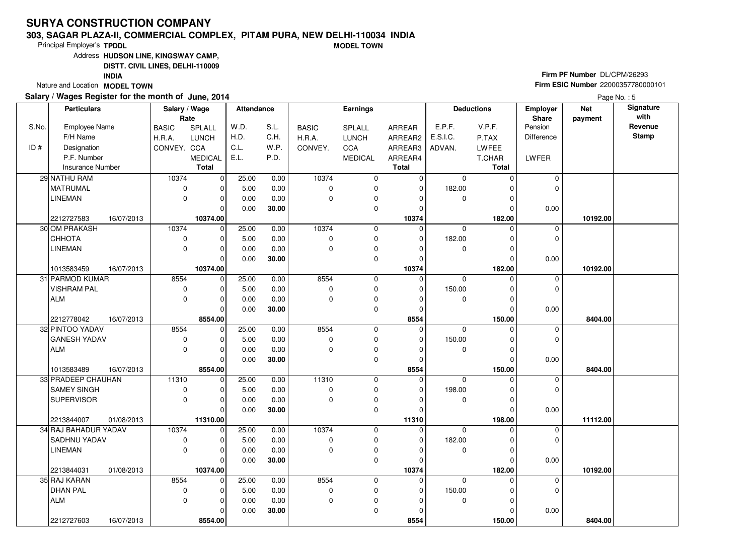# SURYA CONSTRUCTION COMPANY

**303, SAGAR PLAZA-II, COMMERCIAL COMPLEX, PITAM PURA, NEW DELHI-110034 INDIA**

**MODEL TOWN**

Principal Employer's **TPDDL**

Address **HUDSON LINE, KINGSWAY CAMP, DISTT. CIVIL LINES, DELHI-110009 INDIA**

Nature and Location **MODEL TOWN**

**Firm PF Number** DL/CPM/26293

**Firm ESIC Number** 22000357780000101

**Salary / Wages Register for the month of June, 2014**

Page No. : 5

| S.No. / ID # | Employee Name / F/H Name / Designation / P.F. Number / Insurance Number | BASIC / H.R.A. / CONVEY. | SPLALL / LUNCH / CCA / MEDICAL / Total | W.D. / H.D. / C.L. / E.L. | S.L. / C.H. / W.P. / P.D. | BASIC / H.R.A. / CONVEY. | SPLALL / LUNCH / CCA / MEDICAL | ARREAR / ARREAR2 / ARREAR3 / ARREAR4 / Total | E.P.F. / E.S.I.C. / ADVAN. | V.P.F. / P.TAX / LWFEE / T.CHAR / Total | Employer Share Pension / Difference / LWFER | Net payment | Signature with Revenue Stamp |
|---|---|---|---|---|---|---|---|---|---|---|---|---|---|
| 29 | NATHU RAM | 10374 | 0 | 25.00 | 0.00 | 10374 | 0 | 0 | 0 | 0 | 0 | | |
| | MATRUMAL | 0 | 0 | 5.00 | 0.00 | 0 | 0 | 0 | 182.00 | 0 | 0 | | |
| | LINEMAN | 0 | 0 | 0.00 | 0.00 | 0 | 0 | 0 | 0 | 0 | | | |
| | | | 0 | 0.00 | 30.00 | | 0 | 0 | | 0 | 0.00 | | |
| | 2212727583 16/07/2013 | | 10374.00 | | | | | 10374 | | 182.00 | | 10192.00 | |
| 30 | OM PRAKASH | 10374 | 0 | 25.00 | 0.00 | 10374 | 0 | 0 | 0 | 0 | 0 | | |
| | CHHOTA | 0 | 0 | 5.00 | 0.00 | 0 | 0 | 0 | 182.00 | 0 | 0 | | |
| | LINEMAN | 0 | 0 | 0.00 | 0.00 | 0 | 0 | 0 | 0 | 0 | | | |
| | | | 0 | 0.00 | 30.00 | | 0 | 0 | | 0 | 0.00 | | |
| | 1013583459 16/07/2013 | | 10374.00 | | | | | 10374 | | 182.00 | | 10192.00 | |
| 31 | PARMOD KUMAR | 8554 | 0 | 25.00 | 0.00 | 8554 | 0 | 0 | 0 | 0 | 0 | | |
| | VISHRAM PAL | 0 | 0 | 5.00 | 0.00 | 0 | 0 | 0 | 150.00 | 0 | 0 | | |
| | ALM | 0 | 0 | 0.00 | 0.00 | 0 | 0 | 0 | 0 | 0 | | | |
| | | | 0 | 0.00 | 30.00 | | 0 | 0 | | 0 | 0.00 | | |
| | 2212778042 16/07/2013 | | 8554.00 | | | | | 8554 | | 150.00 | | 8404.00 | |
| 32 | PINTOO YADAV | 8554 | 0 | 25.00 | 0.00 | 8554 | 0 | 0 | 0 | 0 | 0 | | |
| | GANESH YADAV | 0 | 0 | 5.00 | 0.00 | 0 | 0 | 0 | 150.00 | 0 | 0 | | |
| | ALM | 0 | 0 | 0.00 | 0.00 | 0 | 0 | 0 | 0 | 0 | | | |
| | | | 0 | 0.00 | 30.00 | | 0 | 0 | | 0 | 0.00 | | |
| | 1013583489 16/07/2013 | | 8554.00 | | | | | 8554 | | 150.00 | | 8404.00 | |
| 33 | PRADEEP CHAUHAN | 11310 | 0 | 25.00 | 0.00 | 11310 | 0 | 0 | 0 | 0 | 0 | | |
| | SAMEY SINGH | 0 | 0 | 5.00 | 0.00 | 0 | 0 | 0 | 198.00 | 0 | 0 | | |
| | SUPERVISOR | 0 | 0 | 0.00 | 0.00 | 0 | 0 | 0 | 0 | 0 | | | |
| | | | 0 | 0.00 | 30.00 | | 0 | 0 | | 0 | 0.00 | | |
| | 2213844007 01/08/2013 | | 11310.00 | | | | | 11310 | | 198.00 | | 11112.00 | |
| 34 | RAJ BAHADUR YADAV | 10374 | 0 | 25.00 | 0.00 | 10374 | 0 | 0 | 0 | 0 | 0 | | |
| | SADHNU YADAV | 0 | 0 | 5.00 | 0.00 | 0 | 0 | 0 | 182.00 | 0 | 0 | | |
| | LINEMAN | 0 | 0 | 0.00 | 0.00 | 0 | 0 | 0 | 0 | 0 | | | |
| | | | 0 | 0.00 | 30.00 | | 0 | 0 | | 0 | 0.00 | | |
| | 2213844031 01/08/2013 | | 10374.00 | | | | | 10374 | | 182.00 | | 10192.00 | |
| 35 | RAJ KARAN | 8554 | 0 | 25.00 | 0.00 | 8554 | 0 | 0 | 0 | 0 | 0 | | |
| | DHAN PAL | 0 | 0 | 5.00 | 0.00 | 0 | 0 | 0 | 150.00 | 0 | 0 | | |
| | ALM | 0 | 0 | 0.00 | 0.00 | 0 | 0 | 0 | 0 | 0 | | | |
| | | | 0 | 0.00 | 30.00 | | 0 | 0 | | 0 | 0.00 | | |
| | 2212727603 16/07/2013 | | 8554.00 | | | | | 8554 | | 150.00 | | 8404.00 | |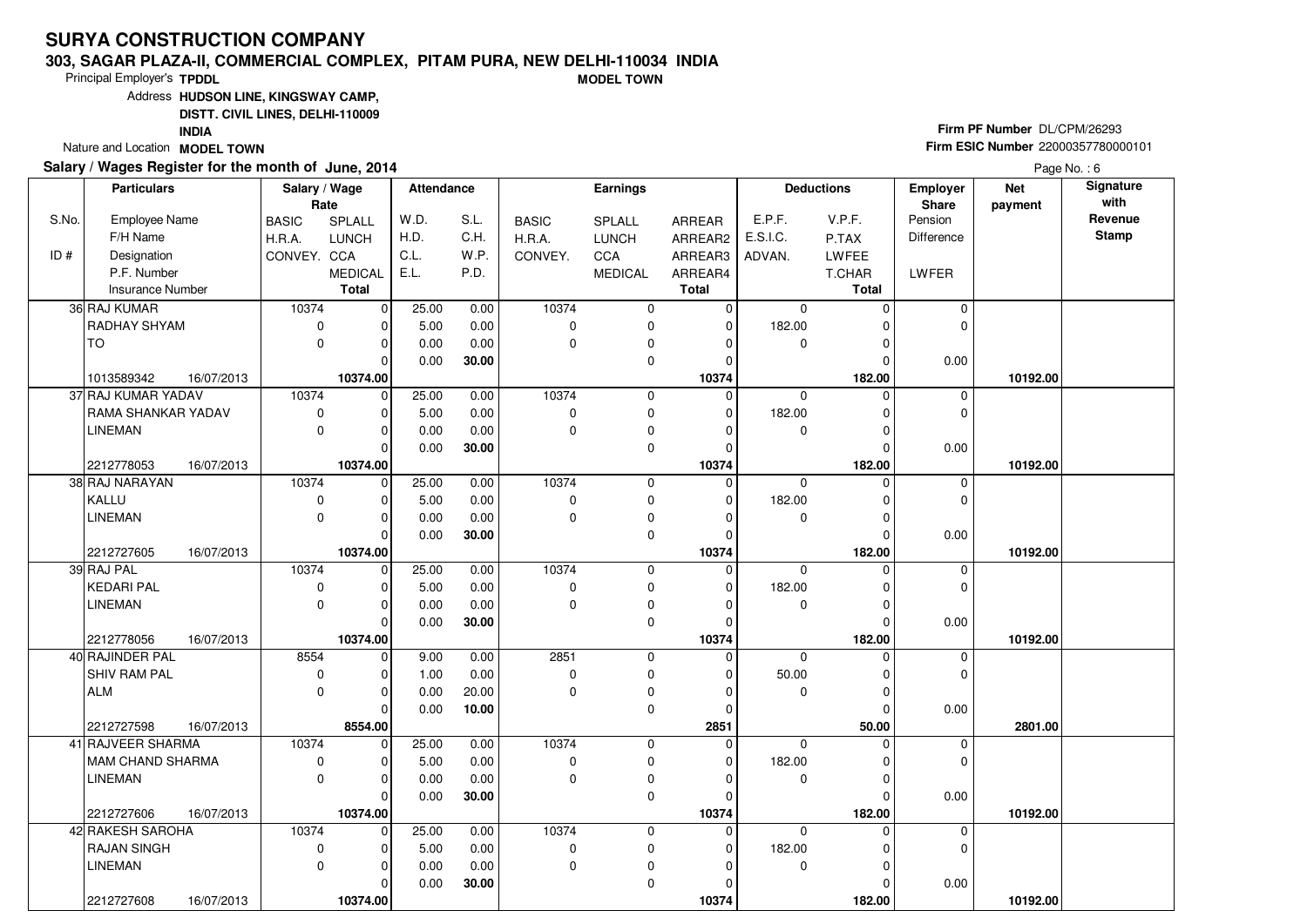# SURYA CONSTRUCTION COMPANY

**303, SAGAR PLAZA-II, COMMERCIAL COMPLEX, PITAM PURA, NEW DELHI-110034 INDIA**

**MODEL TOWN**

Principal Employer's **TPDDL**

Address **HUDSON LINE, KINGSWAY CAMP, DISTT. CIVIL LINES, DELHI-110009 INDIA**

Nature and Location **MODEL TOWN**

**Firm PF Number** DL/CPM/26293

**Firm ESIC Number** 22000357780000101

**Salary / Wages Register for the month of June, 2014**

Page No. : 6

| S.No. / ID # | Employee Name / F/H Name / Designation / P.F. Number / Insurance Number | Salary / Wage Rate: BASIC / H.R.A. / CONVEY. | Salary / Wage Rate: SPLALL / LUNCH / CCA / MEDICAL / Total | Attendance: W.D. / H.D. / C.L. / E.L. | Attendance: S.L. / C.H. / W.P. / P.D. | Earnings: BASIC / H.R.A. / CONVEY. | Earnings: SPLALL / LUNCH / CCA / MEDICAL | Earnings: ARREAR / ARREAR2 / ARREAR3 / ARREAR4 / Total | Deductions: E.P.F. / E.S.I.C. / ADVAN. | Deductions: V.P.F. / P.TAX / LWFEE / T.CHAR / Total | Employer Share: Pension / Difference / LWFER | Net payment | Signature with Revenue Stamp |
|---|---|---|---|---|---|---|---|---|---|---|---|---|---|
| 36 | RAJ KUMAR / RADHAY SHYAM / TO / 1013589342 16/07/2013 | 10374 / 0 / 0 | 0 / 0 / 0 / 0 / 10374.00 | 25.00 / 5.00 / 0.00 / 0.00 | 0.00 / 0.00 / 0.00 / 30.00 | 10374 / 0 / 0 | 0 / 0 / 0 / 0 | 0 / 0 / 0 / 0 / 10374 | 0 / 182.00 / 0 | 0 / 0 / 0 / 0 / 182.00 | 0 / 0 / 0.00 | 10192.00 | |
| 37 | RAJ KUMAR YADAV / RAMA SHANKAR YADAV / LINEMAN / 2212778053 16/07/2013 | 10374 / 0 / 0 | 0 / 0 / 0 / 0 / 10374.00 | 25.00 / 5.00 / 0.00 / 0.00 | 0.00 / 0.00 / 0.00 / 30.00 | 10374 / 0 / 0 | 0 / 0 / 0 / 0 | 0 / 0 / 0 / 0 / 10374 | 0 / 182.00 / 0 | 0 / 0 / 0 / 0 / 182.00 | 0 / 0 / 0.00 | 10192.00 | |
| 38 | RAJ NARAYAN / KALLU / LINEMAN / 2212727605 16/07/2013 | 10374 / 0 / 0 | 0 / 0 / 0 / 0 / 10374.00 | 25.00 / 5.00 / 0.00 / 0.00 | 0.00 / 0.00 / 0.00 / 30.00 | 10374 / 0 / 0 | 0 / 0 / 0 / 0 | 0 / 0 / 0 / 0 / 10374 | 0 / 182.00 / 0 | 0 / 0 / 0 / 0 / 182.00 | 0 / 0 / 0.00 | 10192.00 | |
| 39 | RAJ PAL / KEDARI PAL / LINEMAN / 2212778056 16/07/2013 | 10374 / 0 / 0 | 0 / 0 / 0 / 0 / 10374.00 | 25.00 / 5.00 / 0.00 / 0.00 | 0.00 / 0.00 / 0.00 / 30.00 | 10374 / 0 / 0 | 0 / 0 / 0 / 0 | 0 / 0 / 0 / 0 / 10374 | 0 / 182.00 / 0 | 0 / 0 / 0 / 0 / 182.00 | 0 / 0 / 0.00 | 10192.00 | |
| 40 | RAJINDER PAL / SHIV RAM PAL / ALM / 2212727598 16/07/2013 | 8554 / 0 / 0 | 0 / 0 / 0 / 0 / 8554.00 | 9.00 / 1.00 / 0.00 / 0.00 | 0.00 / 0.00 / 20.00 / 10.00 | 2851 / 0 / 0 | 0 / 0 / 0 / 0 | 0 / 0 / 0 / 0 / 2851 | 0 / 50.00 / 0 | 0 / 0 / 0 / 0 / 50.00 | 0 / 0 / 0.00 | 2801.00 | |
| 41 | RAJVEER SHARMA / MAM CHAND SHARMA / LINEMAN / 2212727606 16/07/2013 | 10374 / 0 / 0 | 0 / 0 / 0 / 0 / 10374.00 | 25.00 / 5.00 / 0.00 / 0.00 | 0.00 / 0.00 / 0.00 / 30.00 | 10374 / 0 / 0 | 0 / 0 / 0 / 0 | 0 / 0 / 0 / 0 / 10374 | 0 / 182.00 / 0 | 0 / 0 / 0 / 0 / 182.00 | 0 / 0 / 0.00 | 10192.00 | |
| 42 | RAKESH SAROHA / RAJAN SINGH / LINEMAN / 2212727608 16/07/2013 | 10374 / 0 / 0 | 0 / 0 / 0 / 0 / 10374.00 | 25.00 / 5.00 / 0.00 / 0.00 | 0.00 / 0.00 / 0.00 / 30.00 | 10374 / 0 / 0 | 0 / 0 / 0 / 0 | 0 / 0 / 0 / 0 / 10374 | 0 / 182.00 / 0 | 0 / 0 / 0 / 0 / 182.00 | 0 / 0 / 0.00 | 10192.00 | |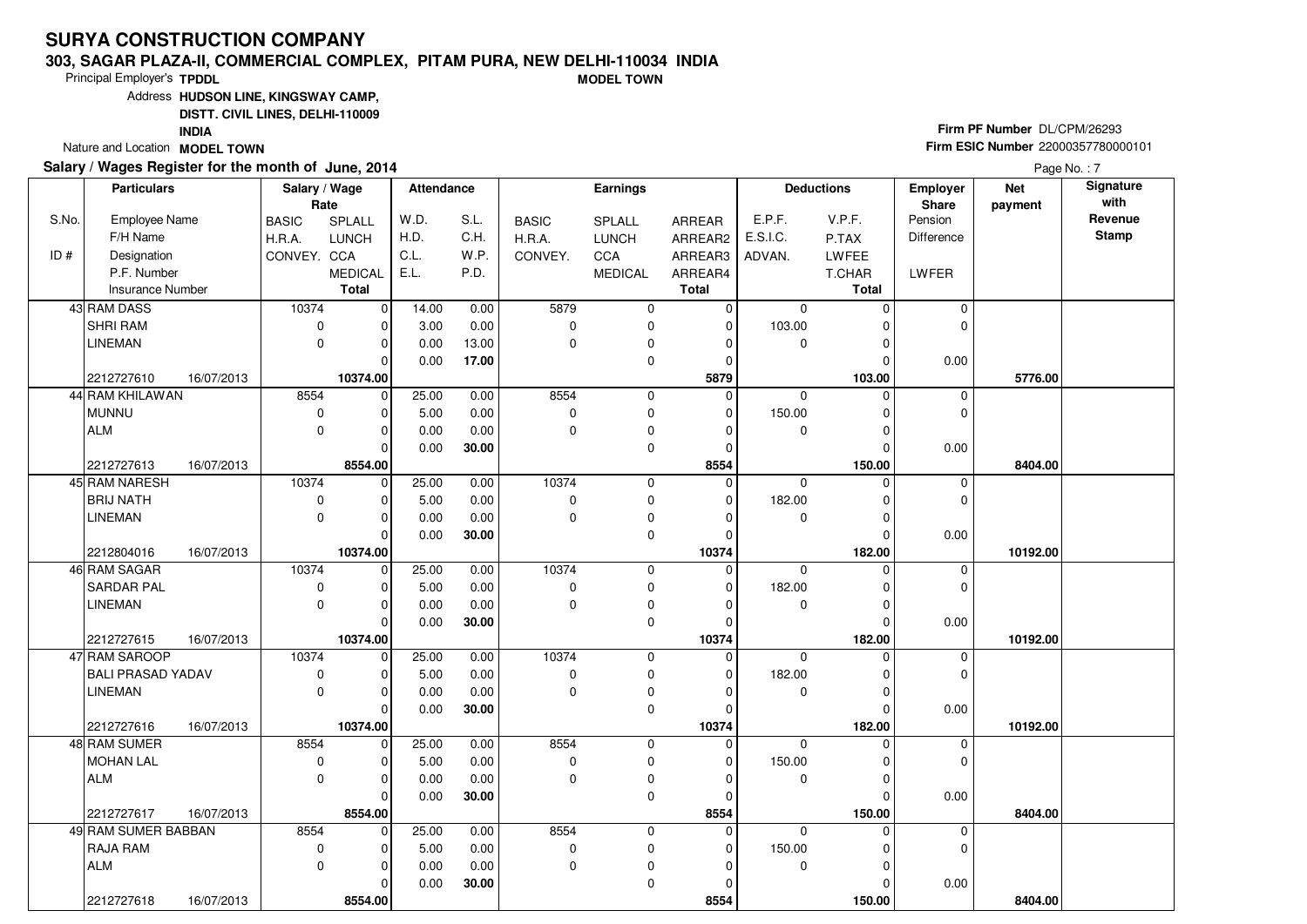# SURYA CONSTRUCTION COMPANY

**303, SAGAR PLAZA-II, COMMERCIAL COMPLEX, PITAM PURA, NEW DELHI-110034 INDIA**

Principal Employer's **TPDDL** **MODEL TOWN**

Address **HUDSON LINE, KINGSWAY CAMP, DISTT. CIVIL LINES, DELHI-110009 INDIA**

Nature and Location **MODEL TOWN**

**Firm PF Number** DL/CPM/26293

**Firm ESIC Number** 22000357780000101

**Salary / Wages Register for the month of June, 2014**

Page No. : 7

| S.No. / ID # | Employee Name / F/H Name / Designation / P.F. Number / Insurance Number | | Salary / Wage Rate: BASIC / H.R.A. / CONVEY. | SPLALL / LUNCH / CCA / MEDICAL / Total | Attendance: W.D. / H.D. / C.L. / E.L. | S.L. / C.H. / W.P. / P.D. | Earnings: BASIC / H.R.A. / CONVEY. | SPLALL / LUNCH / CCA / MEDICAL | ARREAR / ARREAR2 / ARREAR3 / ARREAR4 / Total | Deductions: E.P.F. / E.S.I.C. / ADVAN. | V.P.F. / P.TAX / LWFEE / T.CHAR / Total | Employer Share: Pension / Difference / LWFER | Net payment | Signature with Revenue Stamp |
|---|---|---|---|---|---|---|---|---|---|---|---|---|---|---|
| 43 | RAM DASS | | 10374 | 0 | 14.00 | 0.00 | 5879 | 0 | 0 | 0 | 0 | 0 | | |
| | SHRI RAM | | 0 | 0 | 3.00 | 0.00 | 0 | 0 | 0 | 103.00 | 0 | 0 | | |
| | LINEMAN | | 0 | 0 | 0.00 | 13.00 | 0 | 0 | 0 | 0 | 0 | | | |
| | | | | 0 | 0.00 | **17.00** | | 0 | 0 | | 0 | 0.00 | | |
| | 2212727610 | 16/07/2013 | | **10374.00** | | | | | **5879** | | **103.00** | | **5776.00** | |
| 44 | RAM KHILAWAN | | 8554 | 0 | 25.00 | 0.00 | 8554 | 0 | 0 | 0 | 0 | 0 | | |
| | MUNNU | | 0 | 0 | 5.00 | 0.00 | 0 | 0 | 0 | 150.00 | 0 | 0 | | |
| | ALM | | 0 | 0 | 0.00 | 0.00 | 0 | 0 | 0 | 0 | 0 | | | |
| | | | | 0 | 0.00 | **30.00** | | 0 | 0 | | 0 | 0.00 | | |
| | 2212727613 | 16/07/2013 | | **8554.00** | | | | | **8554** | | **150.00** | | **8404.00** | |
| 45 | RAM NARESH | | 10374 | 0 | 25.00 | 0.00 | 10374 | 0 | 0 | 0 | 0 | 0 | | |
| | BRIJ NATH | | 0 | 0 | 5.00 | 0.00 | 0 | 0 | 0 | 182.00 | 0 | 0 | | |
| | LINEMAN | | 0 | 0 | 0.00 | 0.00 | 0 | 0 | 0 | 0 | 0 | | | |
| | | | | 0 | 0.00 | **30.00** | | 0 | 0 | | 0 | 0.00 | | |
| | 2212804016 | 16/07/2013 | | **10374.00** | | | | | **10374** | | **182.00** | | **10192.00** | |
| 46 | RAM SAGAR | | 10374 | 0 | 25.00 | 0.00 | 10374 | 0 | 0 | 0 | 0 | 0 | | |
| | SARDAR PAL | | 0 | 0 | 5.00 | 0.00 | 0 | 0 | 0 | 182.00 | 0 | 0 | | |
| | LINEMAN | | 0 | 0 | 0.00 | 0.00 | 0 | 0 | 0 | 0 | 0 | | | |
| | | | | 0 | 0.00 | **30.00** | | 0 | 0 | | 0 | 0.00 | | |
| | 2212727615 | 16/07/2013 | | **10374.00** | | | | | **10374** | | **182.00** | | **10192.00** | |
| 47 | RAM SAROOP | | 10374 | 0 | 25.00 | 0.00 | 10374 | 0 | 0 | 0 | 0 | 0 | | |
| | BALI PRASAD YADAV | | 0 | 0 | 5.00 | 0.00 | 0 | 0 | 0 | 182.00 | 0 | 0 | | |
| | LINEMAN | | 0 | 0 | 0.00 | 0.00 | 0 | 0 | 0 | 0 | 0 | | | |
| | | | | 0 | 0.00 | **30.00** | | 0 | 0 | | 0 | 0.00 | | |
| | 2212727616 | 16/07/2013 | | **10374.00** | | | | | **10374** | | **182.00** | | **10192.00** | |
| 48 | RAM SUMER | | 8554 | 0 | 25.00 | 0.00 | 8554 | 0 | 0 | 0 | 0 | 0 | | |
| | MOHAN LAL | | 0 | 0 | 5.00 | 0.00 | 0 | 0 | 0 | 150.00 | 0 | 0 | | |
| | ALM | | 0 | 0 | 0.00 | 0.00 | 0 | 0 | 0 | 0 | 0 | | | |
| | | | | 0 | 0.00 | **30.00** | | 0 | 0 | | 0 | 0.00 | | |
| | 2212727617 | 16/07/2013 | | **8554.00** | | | | | **8554** | | **150.00** | | **8404.00** | |
| 49 | RAM SUMER BABBAN | | 8554 | 0 | 25.00 | 0.00 | 8554 | 0 | 0 | 0 | 0 | 0 | | |
| | RAJA RAM | | 0 | 0 | 5.00 | 0.00 | 0 | 0 | 0 | 150.00 | 0 | 0 | | |
| | ALM | | 0 | 0 | 0.00 | 0.00 | 0 | 0 | 0 | 0 | 0 | | | |
| | | | | 0 | 0.00 | **30.00** | | 0 | 0 | | 0 | 0.00 | | |
| | 2212727618 | 16/07/2013 | | **8554.00** | | | | | **8554** | | **150.00** | | **8404.00** | |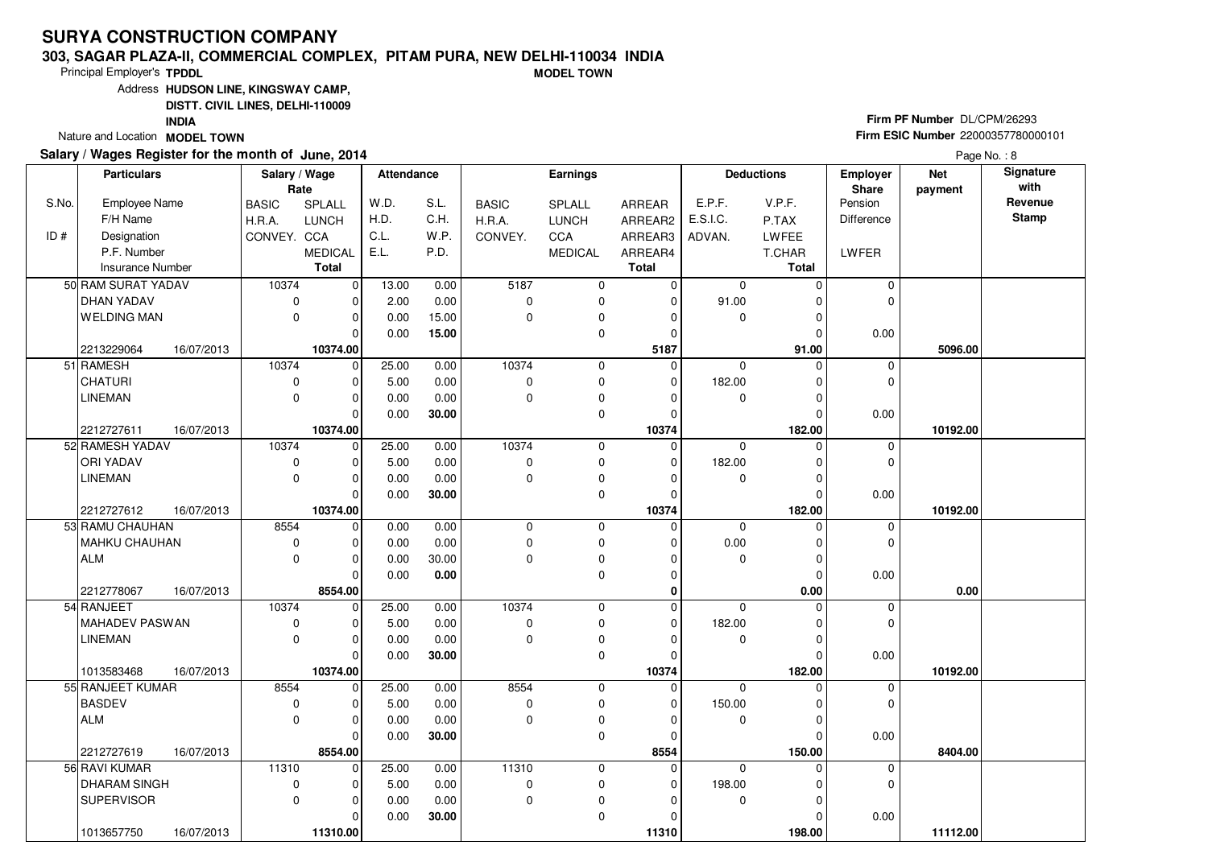# SURYA CONSTRUCTION COMPANY

**303, SAGAR PLAZA-II, COMMERCIAL COMPLEX, PITAM PURA, NEW DELHI-110034 INDIA**

**MODEL TOWN**

Principal Employer's **TPDDL**

Address **HUDSON LINE, KINGSWAY CAMP, DISTT. CIVIL LINES, DELHI-110009 INDIA**

Nature and Location **MODEL TOWN**

**Firm PF Number** DL/CPM/26293

**Firm ESIC Number** 22000357780000101

**Salary / Wages Register for the month of June, 2014**

| S.No. / ID # | Employee Name / F/H Name / Designation / P.F. Number / Insurance Number | Salary / Wage Rate: BASIC / H.R.A. / CONVEY. | SPLALL / LUNCH / CCA / MEDICAL / Total | Attendance: W.D. / H.D. / C.L. / E.L. | S.L. / C.H. / W.P. / P.D. | Earnings: BASIC / H.R.A. / CONVEY. | SPLALL / LUNCH / CCA / MEDICAL | ARREAR / ARREAR2 / ARREAR3 / ARREAR4 / Total | Deductions: E.P.F. / E.S.I.C. / ADVAN. | V.P.F. / P.TAX / LWFEE / T.CHAR / Total | Employer Share: Pension / Difference / LWFER | Net payment | Signature with Revenue Stamp |
|---|---|---|---|---|---|---|---|---|---|---|---|---|---|
| 50 | RAM SURAT YADAV<br>DHAN YADAV<br>WELDING MAN<br><br>2213229064 16/07/2013 | 10374<br>0<br>0 | 0<br>0<br>0<br>0<br>10374.00 | 13.00<br>2.00<br>0.00<br>0.00 | 0.00<br>0.00<br>15.00<br>15.00 | 5187<br>0<br>0 | 0<br>0<br>0<br>0 | 0<br>0<br>0<br>0<br>5187 | 0<br>91.00<br>0 | 0<br>0<br>0<br>0<br>91.00 | 0<br>0<br>0.00 | 5096.00 | |
| 51 | RAMESH<br>CHATURI<br>LINEMAN<br><br>2212727611 16/07/2013 | 10374<br>0<br>0 | 0<br>0<br>0<br>0<br>10374.00 | 25.00<br>5.00<br>0.00<br>0.00 | 0.00<br>0.00<br>0.00<br>30.00 | 10374<br>0<br>0 | 0<br>0<br>0<br>0 | 0<br>0<br>0<br>0<br>10374 | 0<br>182.00<br>0 | 0<br>0<br>0<br>0<br>182.00 | 0<br>0<br>0.00 | 10192.00 | |
| 52 | RAMESH YADAV<br>ORI YADAV<br>LINEMAN<br><br>2212727612 16/07/2013 | 10374<br>0<br>0 | 0<br>0<br>0<br>0<br>10374.00 | 25.00<br>5.00<br>0.00<br>0.00 | 0.00<br>0.00<br>0.00<br>30.00 | 10374<br>0<br>0 | 0<br>0<br>0<br>0 | 0<br>0<br>0<br>0<br>10374 | 0<br>182.00<br>0 | 0<br>0<br>0<br>0<br>182.00 | 0<br>0<br>0.00 | 10192.00 | |
| 53 | RAMU CHAUHAN<br>MAHKU CHAUHAN<br>ALM<br><br>2212778067 16/07/2013 | 8554<br>0<br>0 | 0<br>0<br>0<br>0<br>8554.00 | 0.00<br>0.00<br>0.00<br>0.00 | 0.00<br>0.00<br>30.00<br>0.00 | 0<br>0<br>0 | 0<br>0<br>0<br>0 | 0<br>0<br>0<br>0<br>0 | 0<br>0.00<br>0 | 0<br>0<br>0<br>0<br>0.00 | 0<br>0<br>0.00 | 0.00 | |
| 54 | RANJEET<br>MAHADEV PASWAN<br>LINEMAN<br><br>1013583468 16/07/2013 | 10374<br>0<br>0 | 0<br>0<br>0<br>0<br>10374.00 | 25.00<br>5.00<br>0.00<br>0.00 | 0.00<br>0.00<br>0.00<br>30.00 | 10374<br>0<br>0 | 0<br>0<br>0<br>0 | 0<br>0<br>0<br>0<br>10374 | 0<br>182.00<br>0 | 0<br>0<br>0<br>0<br>182.00 | 0<br>0<br>0.00 | 10192.00 | |
| 55 | RANJEET KUMAR<br>BASDEV<br>ALM<br><br>2212727619 16/07/2013 | 8554<br>0<br>0 | 0<br>0<br>0<br>0<br>8554.00 | 25.00<br>5.00<br>0.00<br>0.00 | 0.00<br>0.00<br>0.00<br>30.00 | 8554<br>0<br>0 | 0<br>0<br>0<br>0 | 0<br>0<br>0<br>0<br>8554 | 0<br>150.00<br>0 | 0<br>0<br>0<br>0<br>150.00 | 0<br>0<br>0.00 | 8404.00 | |
| 56 | RAVI KUMAR<br>DHARAM SINGH<br>SUPERVISOR<br><br>1013657750 16/07/2013 | 11310<br>0<br>0 | 0<br>0<br>0<br>0<br>11310.00 | 25.00<br>5.00<br>0.00<br>0.00 | 0.00<br>0.00<br>0.00<br>30.00 | 11310<br>0<br>0 | 0<br>0<br>0<br>0 | 0<br>0<br>0<br>0<br>11310 | 0<br>198.00<br>0 | 0<br>0<br>0<br>0<br>198.00 | 0<br>0<br>0.00 | 11112.00 | |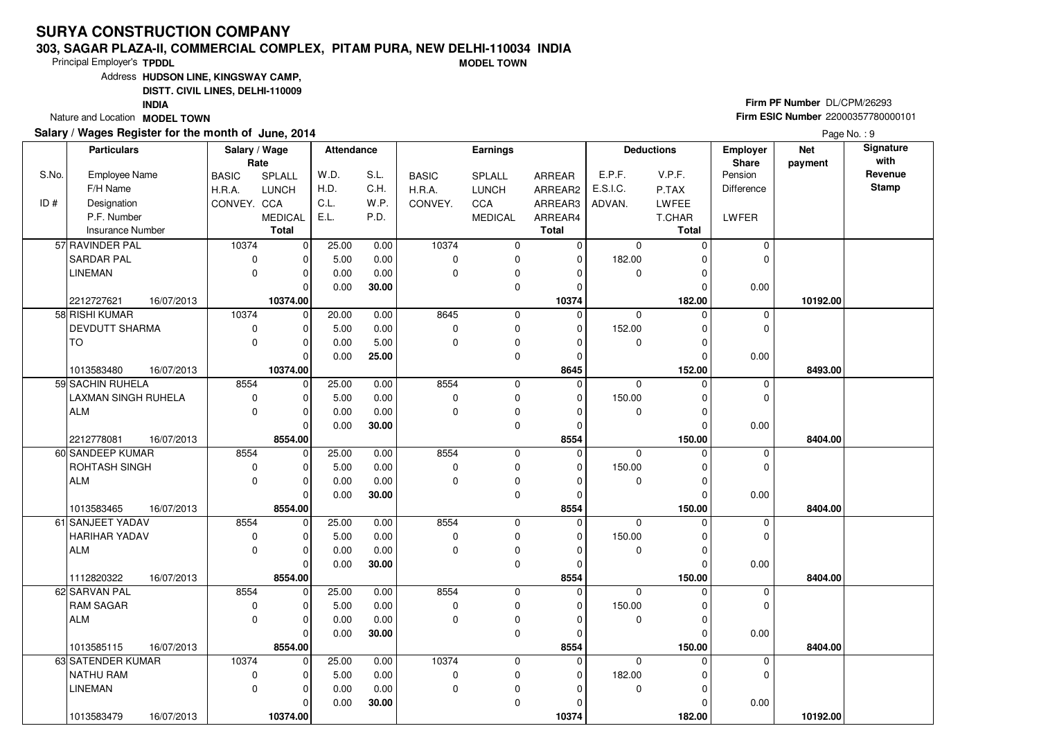# SURYA CONSTRUCTION COMPANY

**303, SAGAR PLAZA-II, COMMERCIAL COMPLEX, PITAM PURA, NEW DELHI-110034 INDIA**

**MODEL TOWN**

Principal Employer's **TPDDL**

Address **HUDSON LINE, KINGSWAY CAMP, DISTT. CIVIL LINES, DELHI-110009 INDIA**

Nature and Location **MODEL TOWN**

**Firm PF Number** DL/CPM/26293

**Firm ESIC Number** 22000357780000101

**Salary / Wages Register for the month of June, 2014**

Page No. : 9

| S.No. / ID # | Employee Name / F/H Name / Designation / P.F. Number / Insurance Number | | Salary / Wage Rate: BASIC / H.R.A. / CONVEY. | SPLALL / LUNCH / CCA / MEDICAL / Total | Attendance: W.D. / H.D. / C.L. / E.L. | S.L. / C.H. / W.P. / P.D. | Earnings: BASIC / H.R.A. / CONVEY. | SPLALL / LUNCH / CCA / MEDICAL | ARREAR / ARREAR2 / ARREAR3 / ARREAR4 / Total | Deductions: E.P.F. / E.S.I.C. / ADVAN. | V.P.F. / P.TAX / LWFEE / T.CHAR / Total | Employer Share: Pension / Difference / LWFER | Net payment | Signature with Revenue Stamp |
|---|---|---|---|---|---|---|---|---|---|---|---|---|---|---|
| 57 | RAVINDER PAL | | 10374 | 0 | 25.00 | 0.00 | 10374 | 0 | 0 | 0 | 0 | 0 | | |
| | SARDAR PAL | | 0 | 0 | 5.00 | 0.00 | 0 | 0 | 0 | 182.00 | 0 | 0 | | |
| | LINEMAN | | 0 | 0 | 0.00 | 0.00 | 0 | 0 | 0 | 0 | 0 | | | |
| | | | | 0 | 0.00 | **30.00** | | 0 | 0 | | 0 | 0.00 | | |
| | 2212727621 | 16/07/2013 | | **10374.00** | | | | | **10374** | | **182.00** | | **10192.00** | |
| 58 | RISHI KUMAR | | 10374 | 0 | 20.00 | 0.00 | 8645 | 0 | 0 | 0 | 0 | 0 | | |
| | DEVDUTT SHARMA | | 0 | 0 | 5.00 | 0.00 | 0 | 0 | 0 | 152.00 | 0 | 0 | | |
| | TO | | 0 | 0 | 0.00 | 5.00 | 0 | 0 | 0 | 0 | 0 | | | |
| | | | | 0 | 0.00 | **25.00** | | 0 | 0 | | 0 | 0.00 | | |
| | 1013583480 | 16/07/2013 | | **10374.00** | | | | | **8645** | | **152.00** | | **8493.00** | |
| 59 | SACHIN RUHELA | | 8554 | 0 | 25.00 | 0.00 | 8554 | 0 | 0 | 0 | 0 | 0 | | |
| | LAXMAN SINGH RUHELA | | 0 | 0 | 5.00 | 0.00 | 0 | 0 | 0 | 150.00 | 0 | 0 | | |
| | ALM | | 0 | 0 | 0.00 | 0.00 | 0 | 0 | 0 | 0 | 0 | | | |
| | | | | 0 | 0.00 | **30.00** | | 0 | 0 | | 0 | 0.00 | | |
| | 2212778081 | 16/07/2013 | | **8554.00** | | | | | **8554** | | **150.00** | | **8404.00** | |
| 60 | SANDEEP KUMAR | | 8554 | 0 | 25.00 | 0.00 | 8554 | 0 | 0 | 0 | 0 | 0 | | |
| | ROHTASH SINGH | | 0 | 0 | 5.00 | 0.00 | 0 | 0 | 0 | 150.00 | 0 | 0 | | |
| | ALM | | 0 | 0 | 0.00 | 0.00 | 0 | 0 | 0 | 0 | 0 | | | |
| | | | | 0 | 0.00 | **30.00** | | 0 | 0 | | 0 | 0.00 | | |
| | 1013583465 | 16/07/2013 | | **8554.00** | | | | | **8554** | | **150.00** | | **8404.00** | |
| 61 | SANJEET YADAV | | 8554 | 0 | 25.00 | 0.00 | 8554 | 0 | 0 | 0 | 0 | 0 | | |
| | HARIHAR YADAV | | 0 | 0 | 5.00 | 0.00 | 0 | 0 | 0 | 150.00 | 0 | 0 | | |
| | ALM | | 0 | 0 | 0.00 | 0.00 | 0 | 0 | 0 | 0 | 0 | | | |
| | | | | 0 | 0.00 | **30.00** | | 0 | 0 | | 0 | 0.00 | | |
| | 1112820322 | 16/07/2013 | | **8554.00** | | | | | **8554** | | **150.00** | | **8404.00** | |
| 62 | SARVAN PAL | | 8554 | 0 | 25.00 | 0.00 | 8554 | 0 | 0 | 0 | 0 | 0 | | |
| | RAM SAGAR | | 0 | 0 | 5.00 | 0.00 | 0 | 0 | 0 | 150.00 | 0 | 0 | | |
| | ALM | | 0 | 0 | 0.00 | 0.00 | 0 | 0 | 0 | 0 | 0 | | | |
| | | | | 0 | 0.00 | **30.00** | | 0 | 0 | | 0 | 0.00 | | |
| | 1013585115 | 16/07/2013 | | **8554.00** | | | | | **8554** | | **150.00** | | **8404.00** | |
| 63 | SATENDER KUMAR | | 10374 | 0 | 25.00 | 0.00 | 10374 | 0 | 0 | 0 | 0 | 0 | | |
| | NATHU RAM | | 0 | 0 | 5.00 | 0.00 | 0 | 0 | 0 | 182.00 | 0 | 0 | | |
| | LINEMAN | | 0 | 0 | 0.00 | 0.00 | 0 | 0 | 0 | 0 | 0 | | | |
| | | | | 0 | 0.00 | **30.00** | | 0 | 0 | | 0 | 0.00 | | |
| | 1013583479 | 16/07/2013 | | **10374.00** | | | | | **10374** | | **182.00** | | **10192.00** | |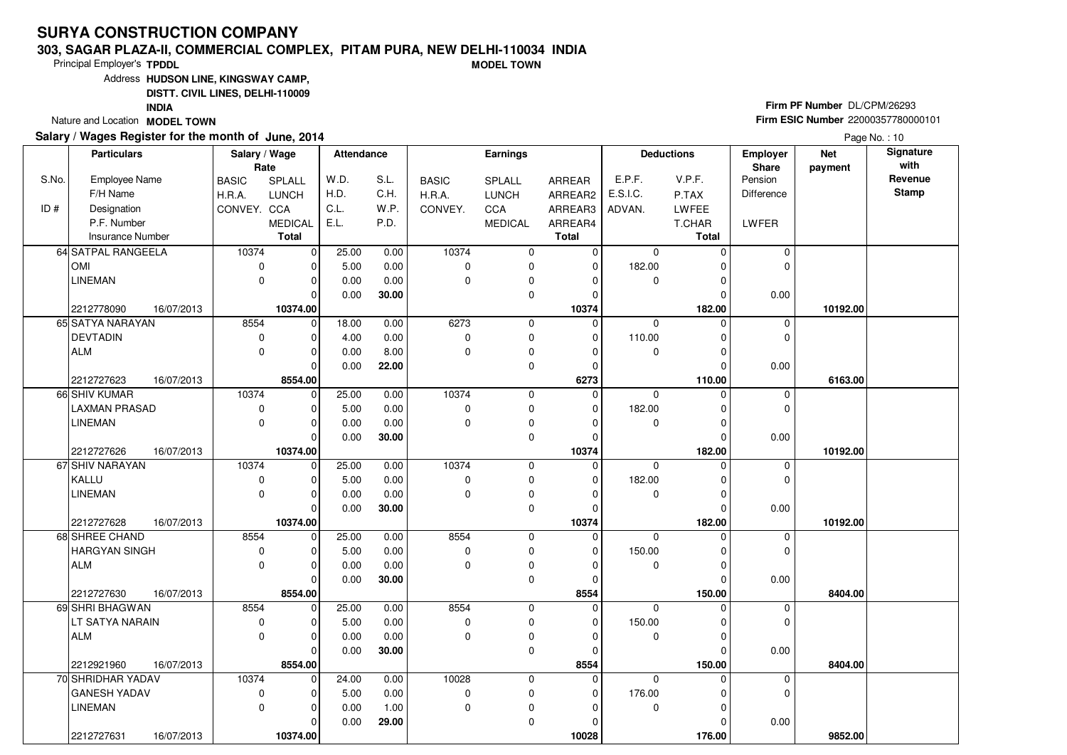# SURYA CONSTRUCTION COMPANY

**303, SAGAR PLAZA-II, COMMERCIAL COMPLEX, PITAM PURA, NEW DELHI-110034 INDIA**

**MODEL TOWN**

Principal Employer's **TPDDL**

Address **HUDSON LINE, KINGSWAY CAMP, DISTT. CIVIL LINES, DELHI-110009 INDIA**

Nature and Location **MODEL TOWN**

**Firm PF Number** DL/CPM/26293

**Firm ESIC Number** 22000357780000101

**Salary / Wages Register for the month of June, 2014**

Page No. : 10

| S.No. / ID # | Employee Name / F/H Name / Designation / P.F. Number / Insurance Number | BASIC / H.R.A. / CONVEY. | SPLALL / LUNCH / CCA / MEDICAL / Total | W.D. / H.D. / C.L. / E.L. | S.L. / C.H. / W.P. / P.D. | BASIC / H.R.A. / CONVEY. | SPLALL / LUNCH / CCA / MEDICAL | ARREAR / ARREAR2 / ARREAR3 / ARREAR4 / Total | E.P.F. / E.S.I.C. / ADVAN. | V.P.F. / P.TAX / LWFEE / T.CHAR / Total | Employer Share: Pension / Difference / LWFER | Net payment | Signature with Revenue Stamp |
|---|---|---|---|---|---|---|---|---|---|---|---|---|---|
| 64 | SATPAL RANGEELA / OMI / LINEMAN / 2212778090 16/07/2013 | 10374 / 0 / 0 | 0 / 0 / 0 / 0 / **10374.00** | 25.00 / 5.00 / 0.00 / 0.00 | 0.00 / 0.00 / 0.00 / **30.00** | 10374 / 0 / 0 | 0 / 0 / 0 / 0 | 0 / 0 / 0 / 0 / **10374** | 0 / 182.00 / 0 | 0 / 0 / 0 / 0 / **182.00** | 0 / 0 / 0.00 | **10192.00** | |
| 65 | SATYA NARAYAN / DEVTADIN / ALM / 2212727623 16/07/2013 | 8554 / 0 / 0 | 0 / 0 / 0 / 0 / **8554.00** | 18.00 / 4.00 / 0.00 / 0.00 | 0.00 / 0.00 / 8.00 / **22.00** | 6273 / 0 / 0 | 0 / 0 / 0 / 0 | 0 / 0 / 0 / 0 / **6273** | 0 / 110.00 / 0 | 0 / 0 / 0 / 0 / **110.00** | 0 / 0 / 0.00 | **6163.00** | |
| 66 | SHIV KUMAR / LAXMAN PRASAD / LINEMAN / 2212727626 16/07/2013 | 10374 / 0 / 0 | 0 / 0 / 0 / 0 / **10374.00** | 25.00 / 5.00 / 0.00 / 0.00 | 0.00 / 0.00 / 0.00 / **30.00** | 10374 / 0 / 0 | 0 / 0 / 0 / 0 | 0 / 0 / 0 / 0 / **10374** | 0 / 182.00 / 0 | 0 / 0 / 0 / 0 / **182.00** | 0 / 0 / 0.00 | **10192.00** | |
| 67 | SHIV NARAYAN / KALLU / LINEMAN / 2212727628 16/07/2013 | 10374 / 0 / 0 | 0 / 0 / 0 / 0 / **10374.00** | 25.00 / 5.00 / 0.00 / 0.00 | 0.00 / 0.00 / 0.00 / **30.00** | 10374 / 0 / 0 | 0 / 0 / 0 / 0 | 0 / 0 / 0 / 0 / **10374** | 0 / 182.00 / 0 | 0 / 0 / 0 / 0 / **182.00** | 0 / 0 / 0.00 | **10192.00** | |
| 68 | SHREE CHAND / HARGYAN SINGH / ALM / 2212727630 16/07/2013 | 8554 / 0 / 0 | 0 / 0 / 0 / 0 / **8554.00** | 25.00 / 5.00 / 0.00 / 0.00 | 0.00 / 0.00 / 0.00 / **30.00** | 8554 / 0 / 0 | 0 / 0 / 0 / 0 | 0 / 0 / 0 / 0 / **8554** | 0 / 150.00 / 0 | 0 / 0 / 0 / 0 / **150.00** | 0 / 0 / 0.00 | **8404.00** | |
| 69 | SHRI BHAGWAN / LT SATYA NARAIN / ALM / 2212921960 16/07/2013 | 8554 / 0 / 0 | 0 / 0 / 0 / 0 / **8554.00** | 25.00 / 5.00 / 0.00 / 0.00 | 0.00 / 0.00 / 0.00 / **30.00** | 8554 / 0 / 0 | 0 / 0 / 0 / 0 | 0 / 0 / 0 / 0 / **8554** | 0 / 150.00 / 0 | 0 / 0 / 0 / 0 / **150.00** | 0 / 0 / 0.00 | **8404.00** | |
| 70 | SHRIDHAR YADAV / GANESH YADAV / LINEMAN / 2212727631 16/07/2013 | 10374 / 0 / 0 | 0 / 0 / 0 / 0 / **10374.00** | 24.00 / 5.00 / 0.00 / 0.00 | 0.00 / 0.00 / 1.00 / **29.00** | 10028 / 0 / 0 | 0 / 0 / 0 / 0 | 0 / 0 / 0 / 0 / **10028** | 0 / 176.00 / 0 | 0 / 0 / 0 / 0 / **176.00** | 0 / 0 / 0.00 | **9852.00** | |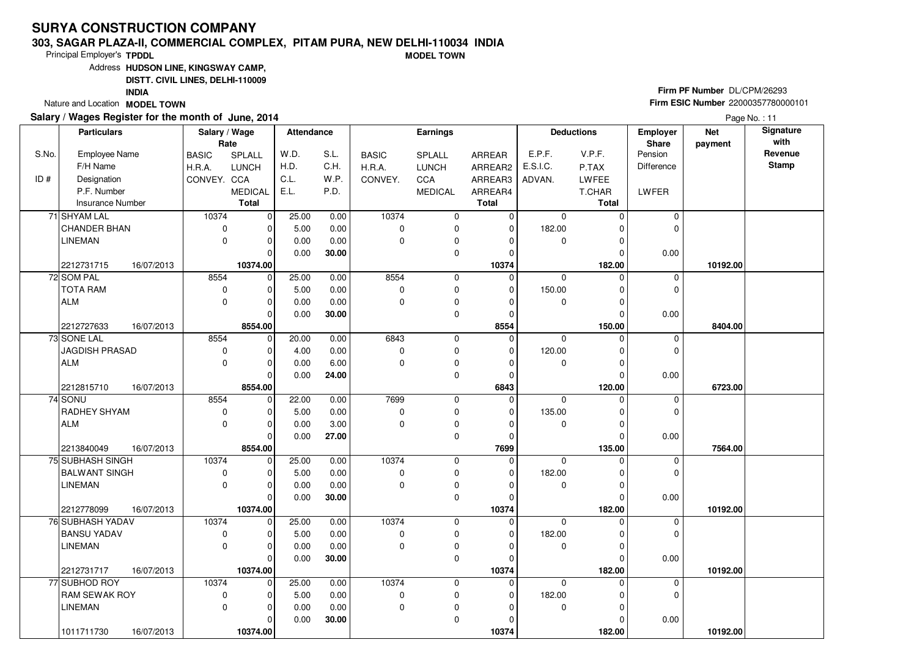# SURYA CONSTRUCTION COMPANY

**303, SAGAR PLAZA-II, COMMERCIAL COMPLEX, PITAM PURA, NEW DELHI-110034 INDIA**

**MODEL TOWN**

Principal Employer's **TPDDL**

Address **HUDSON LINE, KINGSWAY CAMP, DISTT. CIVIL LINES, DELHI-110009 INDIA**

Nature and Location **MODEL TOWN**

**Firm PF Number** DL/CPM/26293

**Firm ESIC Number** 22000357780000101

**Salary / Wages Register for the month of June, 2014**

Page No. : 11

| S.No. / ID # | Employee Name / F/H Name / Designation / P.F. Number / Insurance Number | Salary / Wage Rate: BASIC / H.R.A. / CONVEY. | SPLALL / LUNCH / CCA / MEDICAL / Total | W.D. / H.D. / C.L. / E.L. | S.L. / C.H. / W.P. / P.D. | Earnings: BASIC / H.R.A. / CONVEY. | SPLALL / LUNCH / CCA / MEDICAL | ARREAR / ARREAR2 / ARREAR3 / ARREAR4 / Total | Deductions: E.P.F. / E.S.I.C. / ADVAN. | V.P.F. / P.TAX / LWFEE / T.CHAR / Total | Employer Share: Pension / Difference / LWFER | Net payment | Signature with Revenue Stamp |
|---|---|---|---|---|---|---|---|---|---|---|---|---|---|
| 71 | SHYAM LAL / CHANDER BHAN / LINEMAN / 2212731715 16/07/2013 | 10374 / 0 / 0 | 0 / 0 / 0 / 0 / 10374.00 | 25.00 / 5.00 / 0.00 / 0.00 | 0.00 / 0.00 / 0.00 / 30.00 | 10374 / 0 / 0 | 0 / 0 / 0 / 0 | 0 / 0 / 0 / 0 / 10374 | 0 / 182.00 / 0 | 0 / 0 / 0 / 0 / 182.00 | 0 / 0 / 0.00 | 10192.00 | |
| 72 | SOM PAL / TOTA RAM / ALM / 2212727633 16/07/2013 | 8554 / 0 / 0 | 0 / 0 / 0 / 0 / 8554.00 | 25.00 / 5.00 / 0.00 / 0.00 | 0.00 / 0.00 / 0.00 / 30.00 | 8554 / 0 / 0 | 0 / 0 / 0 / 0 | 0 / 0 / 0 / 0 / 8554 | 0 / 150.00 / 0 | 0 / 0 / 0 / 0 / 150.00 | 0 / 0 / 0.00 | 8404.00 | |
| 73 | SONE LAL / JAGDISH PRASAD / ALM / 2212815710 16/07/2013 | 8554 / 0 / 0 | 0 / 0 / 0 / 0 / 8554.00 | 20.00 / 4.00 / 0.00 / 0.00 | 0.00 / 0.00 / 6.00 / 24.00 | 6843 / 0 / 0 | 0 / 0 / 0 / 0 | 0 / 0 / 0 / 0 / 6843 | 0 / 120.00 / 0 | 0 / 0 / 0 / 0 / 120.00 | 0 / 0 / 0.00 | 6723.00 | |
| 74 | SONU / RADHEY SHYAM / ALM / 2213840049 16/07/2013 | 8554 / 0 / 0 | 0 / 0 / 0 / 0 / 8554.00 | 22.00 / 5.00 / 0.00 / 0.00 | 0.00 / 0.00 / 3.00 / 27.00 | 7699 / 0 / 0 | 0 / 0 / 0 / 0 | 0 / 0 / 0 / 0 / 7699 | 0 / 135.00 / 0 | 0 / 0 / 0 / 0 / 135.00 | 0 / 0 / 0.00 | 7564.00 | |
| 75 | SUBHASH SINGH / BALWANT SINGH / LINEMAN / 2212778099 16/07/2013 | 10374 / 0 / 0 | 0 / 0 / 0 / 0 / 10374.00 | 25.00 / 5.00 / 0.00 / 0.00 | 0.00 / 0.00 / 0.00 / 30.00 | 10374 / 0 / 0 | 0 / 0 / 0 / 0 | 0 / 0 / 0 / 0 / 10374 | 0 / 182.00 / 0 | 0 / 0 / 0 / 0 / 182.00 | 0 / 0 / 0.00 | 10192.00 | |
| 76 | SUBHASH YADAV / BANSU YADAV / LINEMAN / 2212731717 16/07/2013 | 10374 / 0 / 0 | 0 / 0 / 0 / 0 / 10374.00 | 25.00 / 5.00 / 0.00 / 0.00 | 0.00 / 0.00 / 0.00 / 30.00 | 10374 / 0 / 0 | 0 / 0 / 0 / 0 | 0 / 0 / 0 / 0 / 10374 | 0 / 182.00 / 0 | 0 / 0 / 0 / 0 / 182.00 | 0 / 0 / 0.00 | 10192.00 | |
| 77 | SUBHOD ROY / RAM SEWAK ROY / LINEMAN / 1011711730 16/07/2013 | 10374 / 0 / 0 | 0 / 0 / 0 / 0 / 10374.00 | 25.00 / 5.00 / 0.00 / 0.00 | 0.00 / 0.00 / 0.00 / 30.00 | 10374 / 0 / 0 | 0 / 0 / 0 / 0 | 0 / 0 / 0 / 0 / 10374 | 0 / 182.00 / 0 | 0 / 0 / 0 / 0 / 182.00 | 0 / 0 / 0.00 | 10192.00 | |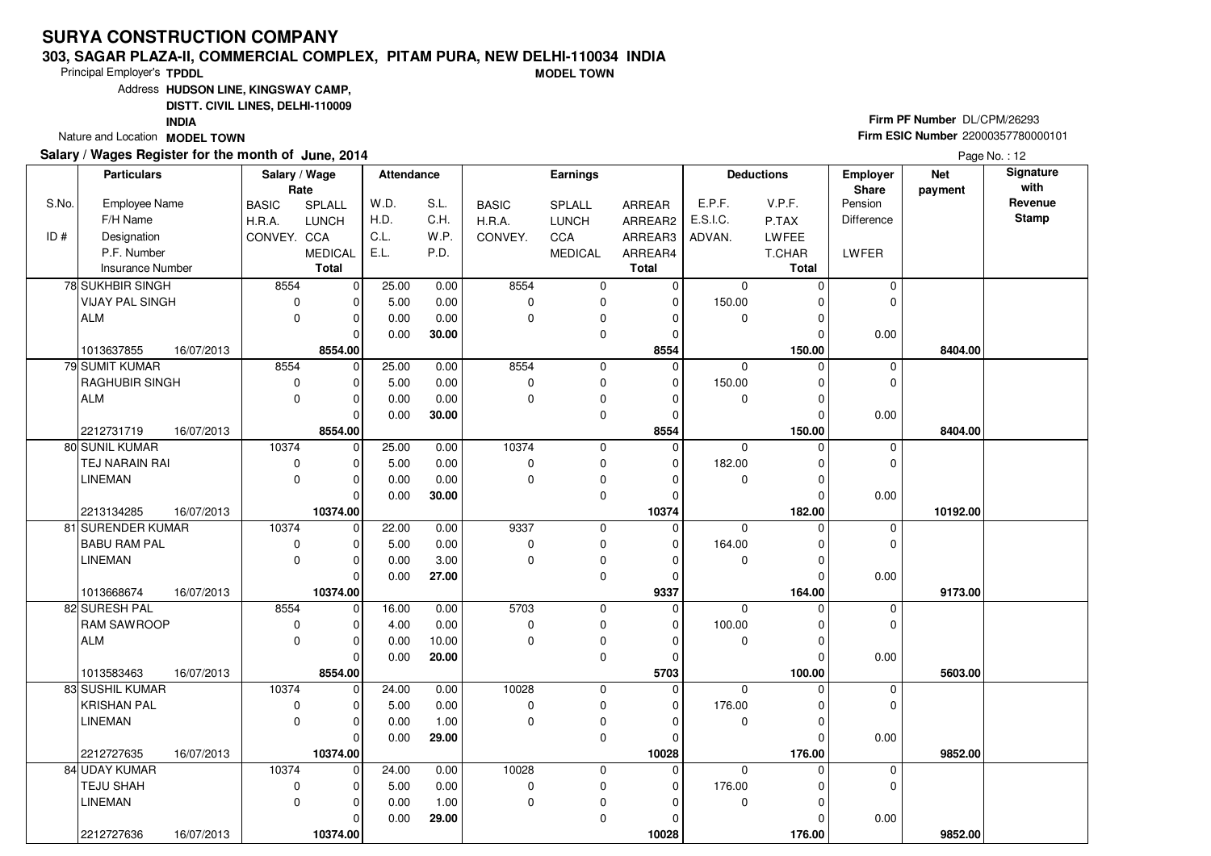# SURYA CONSTRUCTION COMPANY

**303, SAGAR PLAZA-II, COMMERCIAL COMPLEX, PITAM PURA, NEW DELHI-110034 INDIA**

**MODEL TOWN**

Principal Employer's **TPDDL**

Address **HUDSON LINE, KINGSWAY CAMP, DISTT. CIVIL LINES, DELHI-110009 INDIA**

Nature and Location **MODEL TOWN**

**Firm PF Number** DL/CPM/26293

**Firm ESIC Number** 22000357780000101

**Salary / Wages Register for the month of June, 2014**

Page No. : 12

| S.No. / ID # | Particulars: Employee Name / F/H Name / Designation / P.F. Number / Insurance Number | Salary / Wage Rate: BASIC / H.R.A. / CONVEY. | Salary / Wage Rate: SPLALL / LUNCH / CCA / MEDICAL / Total | Attendance: W.D. / H.D. / C.L. / E.L. | Attendance: S.L. / C.H. / W.P. / P.D. | Earnings: BASIC / H.R.A. / CONVEY. | Earnings: SPLALL / LUNCH / CCA / MEDICAL | Earnings: ARREAR / ARREAR2 / ARREAR3 / ARREAR4 / Total | Deductions: E.P.F. / E.S.I.C. / ADVAN. | Deductions: V.P.F. / P.TAX / LWFEE / T.CHAR / Total | Employer Share: Pension / Difference / LWFER | Net payment | Signature with Revenue Stamp |
|---|---|---|---|---|---|---|---|---|---|---|---|---|---|
| 78 | SUKHBIR SINGH / VIJAY PAL SINGH / ALM / 1013637855 16/07/2013 | 8554 / 0 / 0 | 0 / 0 / 0 / 0 / 8554.00 | 25.00 / 5.00 / 0.00 / 0.00 | 0.00 / 0.00 / 0.00 / 30.00 | 8554 / 0 / 0 | 0 / 0 / 0 / 0 | 0 / 0 / 0 / 0 / 8554 | 0 / 150.00 / 0 | 0 / 0 / 0 / 0 / 150.00 | 0 / 0 / 0.00 | 8404.00 | |
| 79 | SUMIT KUMAR / RAGHUBIR SINGH / ALM / 2212731719 16/07/2013 | 8554 / 0 / 0 | 0 / 0 / 0 / 0 / 8554.00 | 25.00 / 5.00 / 0.00 / 0.00 | 0.00 / 0.00 / 0.00 / 30.00 | 8554 / 0 / 0 | 0 / 0 / 0 / 0 | 0 / 0 / 0 / 0 / 8554 | 0 / 150.00 / 0 | 0 / 0 / 0 / 0 / 150.00 | 0 / 0 / 0.00 | 8404.00 | |
| 80 | SUNIL KUMAR / TEJ NARAIN RAI / LINEMAN / 2213134285 16/07/2013 | 10374 / 0 / 0 | 0 / 0 / 0 / 0 / 10374.00 | 25.00 / 5.00 / 0.00 / 0.00 | 0.00 / 0.00 / 0.00 / 30.00 | 10374 / 0 / 0 | 0 / 0 / 0 / 0 | 0 / 0 / 0 / 0 / 10374 | 0 / 182.00 / 0 | 0 / 0 / 0 / 0 / 182.00 | 0 / 0 / 0.00 | 10192.00 | |
| 81 | SURENDER KUMAR / BABU RAM PAL / LINEMAN / 1013668674 16/07/2013 | 10374 / 0 / 0 | 0 / 0 / 0 / 0 / 10374.00 | 22.00 / 5.00 / 0.00 / 0.00 | 0.00 / 0.00 / 3.00 / 27.00 | 9337 / 0 / 0 | 0 / 0 / 0 / 0 | 0 / 0 / 0 / 0 / 9337 | 0 / 164.00 / 0 | 0 / 0 / 0 / 0 / 164.00 | 0 / 0 / 0.00 | 9173.00 | |
| 82 | SURESH PAL / RAM SAWROOP / ALM / 1013583463 16/07/2013 | 8554 / 0 / 0 | 0 / 0 / 0 / 0 / 8554.00 | 16.00 / 4.00 / 0.00 / 0.00 | 0.00 / 0.00 / 10.00 / 20.00 | 5703 / 0 / 0 | 0 / 0 / 0 / 0 | 0 / 0 / 0 / 0 / 5703 | 0 / 100.00 / 0 | 0 / 0 / 0 / 0 / 100.00 | 0 / 0 / 0.00 | 5603.00 | |
| 83 | SUSHIL KUMAR / KRISHAN PAL / LINEMAN / 2212727635 16/07/2013 | 10374 / 0 / 0 | 0 / 0 / 0 / 0 / 10374.00 | 24.00 / 5.00 / 0.00 / 0.00 | 0.00 / 0.00 / 1.00 / 29.00 | 10028 / 0 / 0 | 0 / 0 / 0 / 0 | 0 / 0 / 0 / 0 / 10028 | 0 / 176.00 / 0 | 0 / 0 / 0 / 0 / 176.00 | 0 / 0 / 0.00 | 9852.00 | |
| 84 | UDAY KUMAR / TEJU SHAH / LINEMAN / 2212727636 16/07/2013 | 10374 / 0 / 0 | 0 / 0 / 0 / 0 / 10374.00 | 24.00 / 5.00 / 0.00 / 0.00 | 0.00 / 0.00 / 1.00 / 29.00 | 10028 / 0 / 0 | 0 / 0 / 0 / 0 | 0 / 0 / 0 / 0 / 10028 | 0 / 176.00 / 0 | 0 / 0 / 0 / 0 / 176.00 | 0 / 0 / 0.00 | 9852.00 | |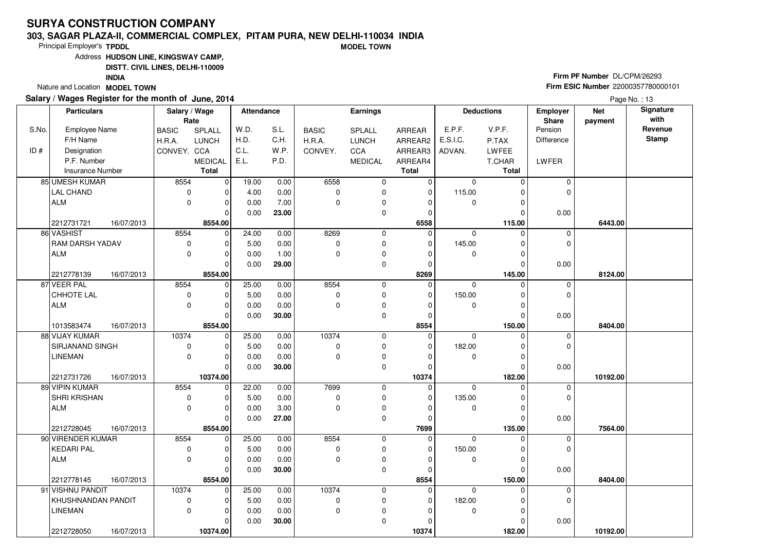# SURYA CONSTRUCTION COMPANY

**303, SAGAR PLAZA-II, COMMERCIAL COMPLEX, PITAM PURA, NEW DELHI-110034 INDIA**

**MODEL TOWN**

Principal Employer's **TPDDL**

Address **HUDSON LINE, KINGSWAY CAMP, DISTT. CIVIL LINES, DELHI-110009 INDIA**

Nature and Location **MODEL TOWN**

**Firm PF Number** DL/CPM/26293

**Firm ESIC Number** 22000357780000101

**Salary / Wages Register for the month of June, 2014**

Page No. : 13

| S.No. / ID # | Employee Name / F/H Name / Designation / P.F. Number / Insurance Number | Salary / Wage Rate: BASIC / H.R.A. / CONVEY. | SPLALL / LUNCH / CCA / MEDICAL / Total | Attendance: W.D. / H.D. / C.L. / E.L. | S.L. / C.H. / W.P. / P.D. | Earnings: BASIC / H.R.A. / CONVEY. | SPLALL / LUNCH / CCA / MEDICAL | ARREAR / ARREAR2 / ARREAR3 / ARREAR4 / Total | Deductions: E.P.F. / E.S.I.C. / ADVAN. | V.P.F. / P.TAX / LWFEE / T.CHAR / Total | Employer Share: Pension / Difference / LWFER | Net payment | Signature with Revenue Stamp |
|---|---|---|---|---|---|---|---|---|---|---|---|---|---|
| 85 | UMESH KUMAR / LAL CHAND / ALM / 2212731721 / 16/07/2013 | 8554 / 0 / 0 | 0 / 0 / 0 / 0 / 8554.00 | 19.00 / 4.00 / 0.00 / 0.00 | 0.00 / 0.00 / 7.00 / 23.00 | 6558 / 0 / 0 | 0 / 0 / 0 / 0 | 0 / 0 / 0 / 0 / 6558 | 0 / 115.00 / 0 | 0 / 0 / 0 / 0 / 115.00 | 0 / 0 / 0.00 | 6443.00 | |
| 86 | VASHIST / RAM DARSH YADAV / ALM / 2212778139 / 16/07/2013 | 8554 / 0 / 0 | 0 / 0 / 0 / 0 / 8554.00 | 24.00 / 5.00 / 0.00 / 0.00 | 0.00 / 0.00 / 1.00 / 29.00 | 8269 / 0 / 0 | 0 / 0 / 0 / 0 | 0 / 0 / 0 / 0 / 8269 | 0 / 145.00 / 0 | 0 / 0 / 0 / 0 / 145.00 | 0 / 0 / 0.00 | 8124.00 | |
| 87 | VEER PAL / CHHOTE LAL / ALM / 1013583474 / 16/07/2013 | 8554 / 0 / 0 | 0 / 0 / 0 / 0 / 8554.00 | 25.00 / 5.00 / 0.00 / 0.00 | 0.00 / 0.00 / 0.00 / 30.00 | 8554 / 0 / 0 | 0 / 0 / 0 / 0 | 0 / 0 / 0 / 0 / 8554 | 0 / 150.00 / 0 | 0 / 0 / 0 / 0 / 150.00 | 0 / 0 / 0.00 | 8404.00 | |
| 88 | VIJAY KUMAR / SIRJANAND SINGH / LINEMAN / 2212731726 / 16/07/2013 | 10374 / 0 / 0 | 0 / 0 / 0 / 0 / 10374.00 | 25.00 / 5.00 / 0.00 / 0.00 | 0.00 / 0.00 / 0.00 / 30.00 | 10374 / 0 / 0 | 0 / 0 / 0 / 0 | 0 / 0 / 0 / 0 / 10374 | 0 / 182.00 / 0 | 0 / 0 / 0 / 0 / 182.00 | 0 / 0 / 0.00 | 10192.00 | |
| 89 | VIPIN KUMAR / SHRI KRISHAN / ALM / 2212728045 / 16/07/2013 | 8554 / 0 / 0 | 0 / 0 / 0 / 0 / 8554.00 | 22.00 / 5.00 / 0.00 / 0.00 | 0.00 / 0.00 / 3.00 / 27.00 | 7699 / 0 / 0 | 0 / 0 / 0 / 0 | 0 / 0 / 0 / 0 / 7699 | 0 / 135.00 / 0 | 0 / 0 / 0 / 0 / 135.00 | 0 / 0 / 0.00 | 7564.00 | |
| 90 | VIRENDER KUMAR / KEDARI PAL / ALM / 2212778145 / 16/07/2013 | 8554 / 0 / 0 | 0 / 0 / 0 / 0 / 8554.00 | 25.00 / 5.00 / 0.00 / 0.00 | 0.00 / 0.00 / 0.00 / 30.00 | 8554 / 0 / 0 | 0 / 0 / 0 / 0 | 0 / 0 / 0 / 0 / 8554 | 0 / 150.00 / 0 | 0 / 0 / 0 / 0 / 150.00 | 0 / 0 / 0.00 | 8404.00 | |
| 91 | VISHNU PANDIT / KHUSHNANDAN PANDIT / LINEMAN / 2212728050 / 16/07/2013 | 10374 / 0 / 0 | 0 / 0 / 0 / 0 / 10374.00 | 25.00 / 5.00 / 0.00 / 0.00 | 0.00 / 0.00 / 0.00 / 30.00 | 10374 / 0 / 0 | 0 / 0 / 0 / 0 | 0 / 0 / 0 / 0 / 10374 | 0 / 182.00 / 0 | 0 / 0 / 0 / 0 / 182.00 | 0 / 0 / 0.00 | 10192.00 | |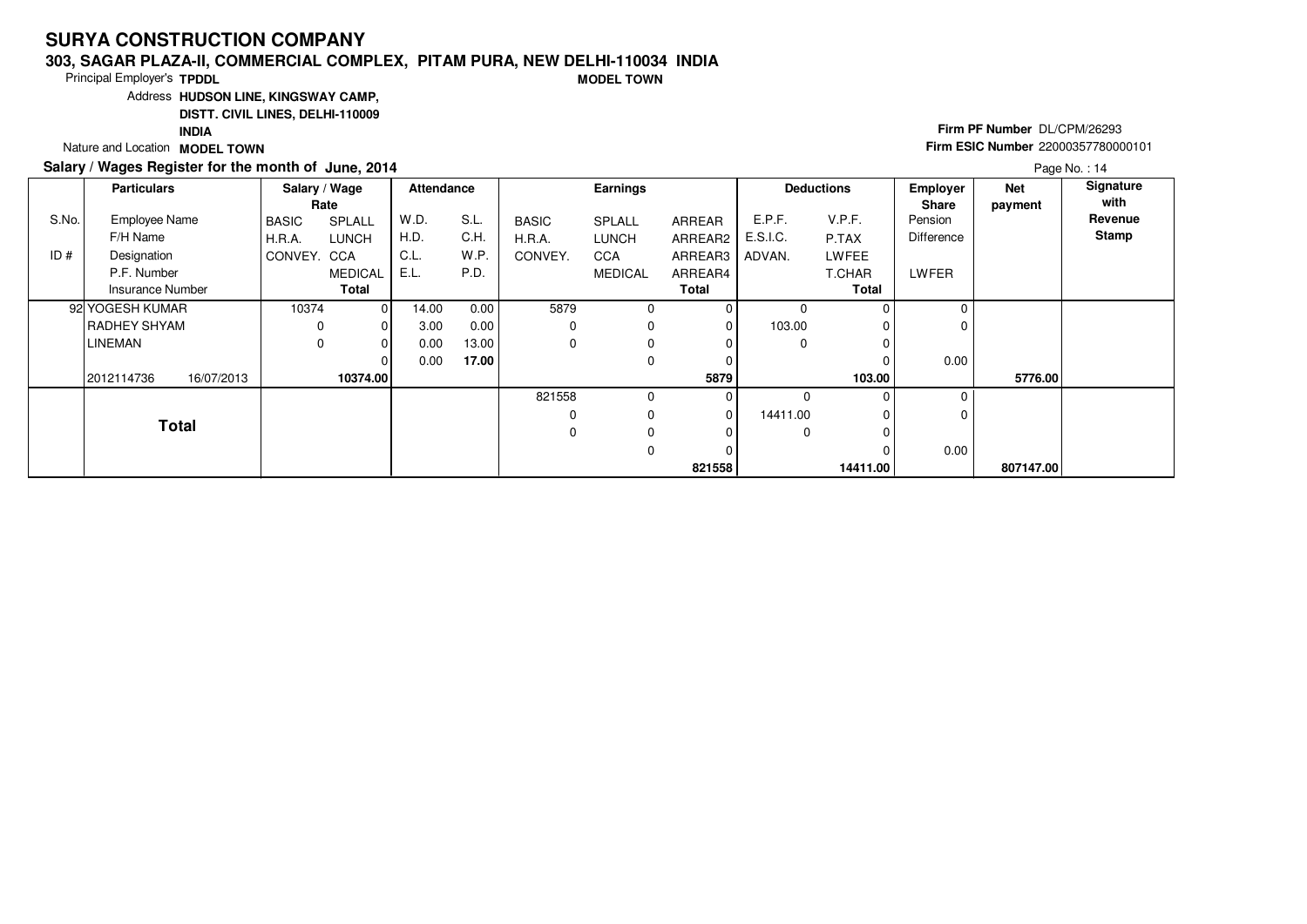# SURYA CONSTRUCTION COMPANY

**303, SAGAR PLAZA-II, COMMERCIAL COMPLEX, PITAM PURA, NEW DELHI-110034 INDIA**

Principal Employer's **TPDDL** **MODEL TOWN**

Address **HUDSON LINE, KINGSWAY CAMP,**
**DISTT. CIVIL LINES, DELHI-110009**
**INDIA**

Nature and Location **MODEL TOWN**

**Firm PF Number** DL/CPM/26293
**Firm ESIC Number** 22000357780000101

**Salary / Wages Register for the month of June, 2014**

| S.No. / ID # | Particulars: Employee Name / F/H Name / Designation / P.F. Number / Insurance Number | Salary / Wage Rate: BASIC / H.R.A. / CONVEY. | SPLALL / LUNCH / CCA / MEDICAL / Total | Attendance: W.D. / H.D. / C.L. / E.L. | S.L. / C.H. / W.P. / P.D. | Earnings: BASIC / H.R.A. / CONVEY. | SPLALL / LUNCH / CCA / MEDICAL | ARREAR / ARREAR2 / ARREAR3 / ARREAR4 / Total | Deductions: E.P.F. / E.S.I.C. / ADVAN. | V.P.F. / P.TAX / LWFEE / T.CHAR / Total | Employer Share: Pension / Difference / LWFER | Net payment | Signature with Revenue Stamp |
|---|---|---|---|---|---|---|---|---|---|---|---|---|---|
| 92 | YOGESH KUMAR | 10374 | 0 | 14.00 | 0.00 | 5879 | 0 | 0 | 0 | 0 | 0 | | |
| | RADHEY SHYAM | 0 | 0 | 3.00 | 0.00 | 0 | 0 | 0 | 103.00 | 0 | 0 | | |
| | LINEMAN | 0 | 0 | 0.00 | 13.00 | 0 | 0 | 0 | 0 | 0 | | | |
| | | | 0 | 0.00 | 17.00 | | 0 | 0 | | 0 | 0.00 | | |
| | 2012114736 16/07/2013 | | 10374.00 | | | | | 5879 | | 103.00 | | 5776.00 | |
| **Total** | | | | | | 821558 | 0 | 0 | 0 | 0 | 0 | | |
| | | | | | | 0 | 0 | 0 | 14411.00 | 0 | 0 | | |
| | | | | | | 0 | 0 | 0 | 0 | 0 | | | |
| | | | | | | | 0 | 0 | | 0 | 0.00 | | |
| | | | | | | | | 821558 | | 14411.00 | | 807147.00 | |